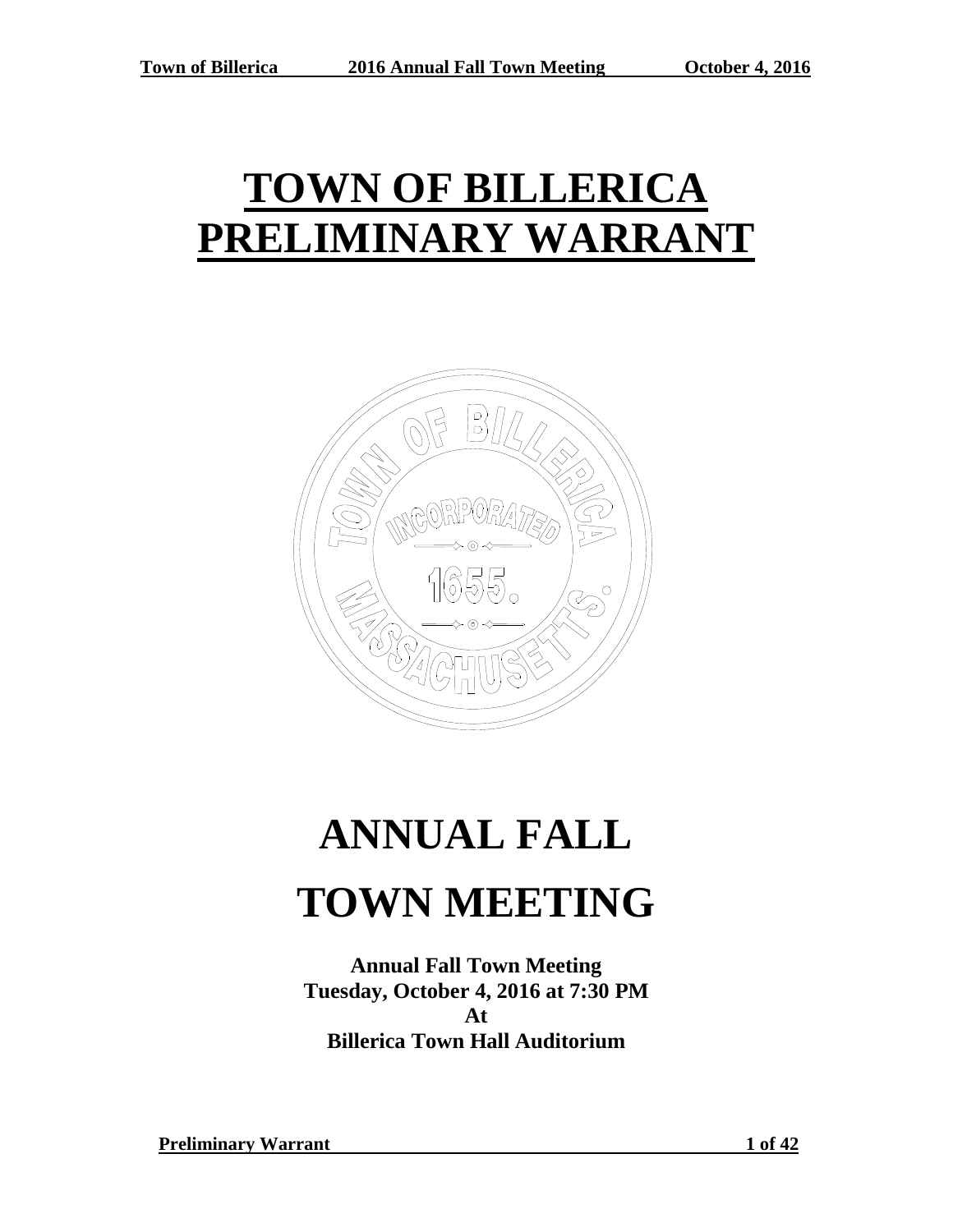# TOWN OF BILLERICA PRELIMINARY WARRANT

# ANNUAL FALL TOWN MEETING

**Annual Fall Town Meeting**
**Tuesday, October 4, 2016 at 7:30 PM**
**At**
**Billerica Town Hall Auditorium**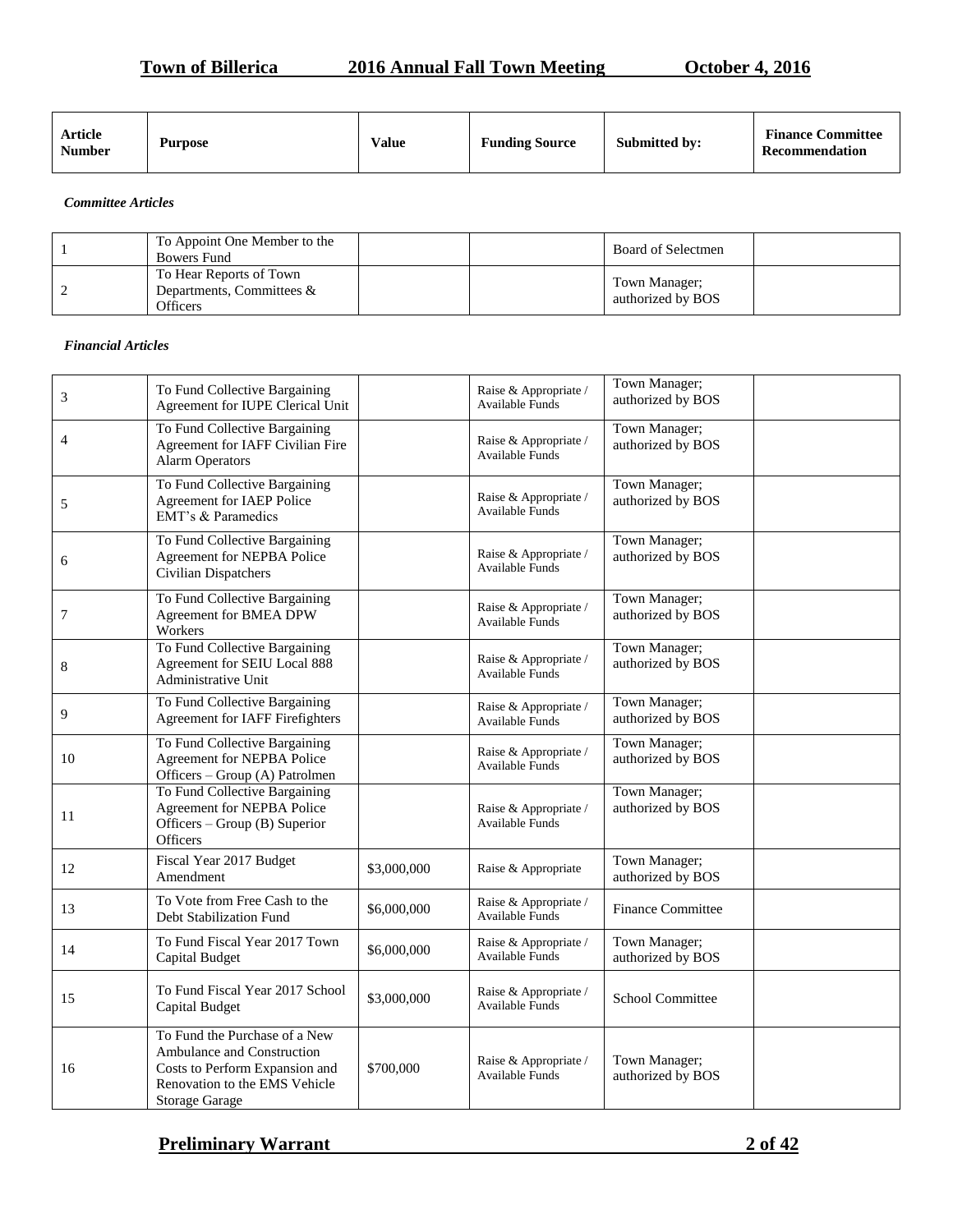| Article Number | Purpose | Value | Funding Source | Submitted by: | Finance Committee Recommendation |
|---|---|---|---|---|---|

***Committee Articles***

| Article Number | Purpose | Value | Funding Source | Submitted by: | Finance Committee Recommendation |
|---|---|---|---|---|---|
| 1 | To Appoint One Member to the Bowers Fund | | | Board of Selectmen | |
| 2 | To Hear Reports of Town Departments, Committees & Officers | | | Town Manager; authorized by BOS | |

***Financial Articles***

| Article Number | Purpose | Value | Funding Source | Submitted by: | Finance Committee Recommendation |
|---|---|---|---|---|---|
| 3 | To Fund Collective Bargaining Agreement for IUPE Clerical Unit | | Raise & Appropriate / Available Funds | Town Manager; authorized by BOS | |
| 4 | To Fund Collective Bargaining Agreement for IAFF Civilian Fire Alarm Operators | | Raise & Appropriate / Available Funds | Town Manager; authorized by BOS | |
| 5 | To Fund Collective Bargaining Agreement for IAEP Police EMT's & Paramedics | | Raise & Appropriate / Available Funds | Town Manager; authorized by BOS | |
| 6 | To Fund Collective Bargaining Agreement for NEPBA Police Civilian Dispatchers | | Raise & Appropriate / Available Funds | Town Manager; authorized by BOS | |
| 7 | To Fund Collective Bargaining Agreement for BMEA DPW Workers | | Raise & Appropriate / Available Funds | Town Manager; authorized by BOS | |
| 8 | To Fund Collective Bargaining Agreement for SEIU Local 888 Administrative Unit | | Raise & Appropriate / Available Funds | Town Manager; authorized by BOS | |
| 9 | To Fund Collective Bargaining Agreement for IAFF Firefighters | | Raise & Appropriate / Available Funds | Town Manager; authorized by BOS | |
| 10 | To Fund Collective Bargaining Agreement for NEPBA Police Officers – Group (A) Patrolmen | | Raise & Appropriate / Available Funds | Town Manager; authorized by BOS | |
| 11 | To Fund Collective Bargaining Agreement for NEPBA Police Officers – Group (B) Superior Officers | | Raise & Appropriate / Available Funds | Town Manager; authorized by BOS | |
| 12 | Fiscal Year 2017 Budget Amendment | $3,000,000 | Raise & Appropriate | Town Manager; authorized by BOS | |
| 13 | To Vote from Free Cash to the Debt Stabilization Fund | $6,000,000 | Raise & Appropriate / Available Funds | Finance Committee | |
| 14 | To Fund Fiscal Year 2017 Town Capital Budget | $6,000,000 | Raise & Appropriate / Available Funds | Town Manager; authorized by BOS | |
| 15 | To Fund Fiscal Year 2017 School Capital Budget | $3,000,000 | Raise & Appropriate / Available Funds | School Committee | |
| 16 | To Fund the Purchase of a New Ambulance and Construction Costs to Perform Expansion and Renovation to the EMS Vehicle Storage Garage | $700,000 | Raise & Appropriate / Available Funds | Town Manager; authorized by BOS | |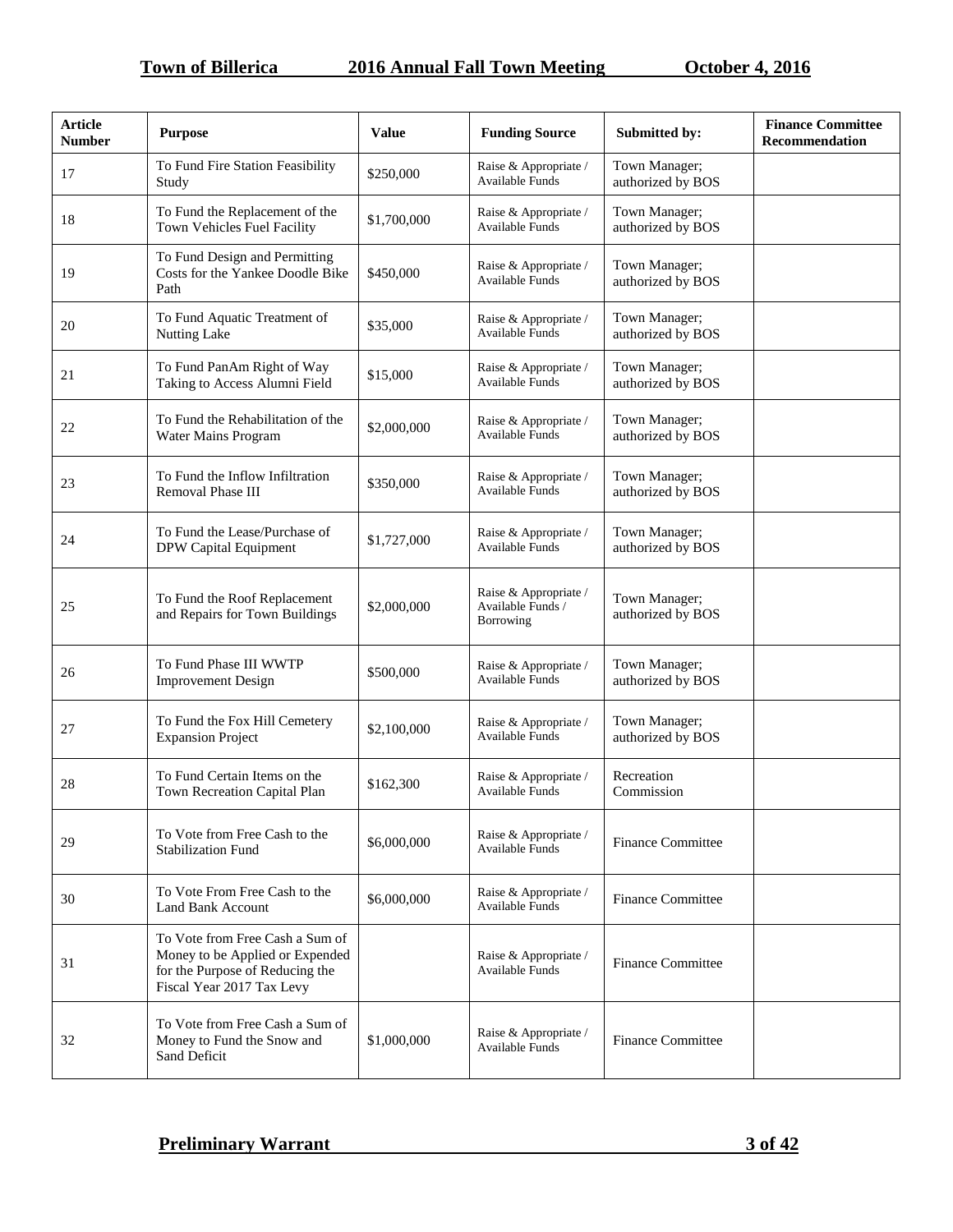| Article Number | Purpose | Value | Funding Source | Submitted by: | Finance Committee Recommendation |
|---|---|---|---|---|---|
| 17 | To Fund Fire Station Feasibility Study | $250,000 | Raise & Appropriate / Available Funds | Town Manager; authorized by BOS | |
| 18 | To Fund the Replacement of the Town Vehicles Fuel Facility | $1,700,000 | Raise & Appropriate / Available Funds | Town Manager; authorized by BOS | |
| 19 | To Fund Design and Permitting Costs for the Yankee Doodle Bike Path | $450,000 | Raise & Appropriate / Available Funds | Town Manager; authorized by BOS | |
| 20 | To Fund Aquatic Treatment of Nutting Lake | $35,000 | Raise & Appropriate / Available Funds | Town Manager; authorized by BOS | |
| 21 | To Fund PanAm Right of Way Taking to Access Alumni Field | $15,000 | Raise & Appropriate / Available Funds | Town Manager; authorized by BOS | |
| 22 | To Fund the Rehabilitation of the Water Mains Program | $2,000,000 | Raise & Appropriate / Available Funds | Town Manager; authorized by BOS | |
| 23 | To Fund the Inflow Infiltration Removal Phase III | $350,000 | Raise & Appropriate / Available Funds | Town Manager; authorized by BOS | |
| 24 | To Fund the Lease/Purchase of DPW Capital Equipment | $1,727,000 | Raise & Appropriate / Available Funds | Town Manager; authorized by BOS | |
| 25 | To Fund the Roof Replacement and Repairs for Town Buildings | $2,000,000 | Raise & Appropriate / Available Funds / Borrowing | Town Manager; authorized by BOS | |
| 26 | To Fund Phase III WWTP Improvement Design | $500,000 | Raise & Appropriate / Available Funds | Town Manager; authorized by BOS | |
| 27 | To Fund the Fox Hill Cemetery Expansion Project | $2,100,000 | Raise & Appropriate / Available Funds | Town Manager; authorized by BOS | |
| 28 | To Fund Certain Items on the Town Recreation Capital Plan | $162,300 | Raise & Appropriate / Available Funds | Recreation Commission | |
| 29 | To Vote from Free Cash to the Stabilization Fund | $6,000,000 | Raise & Appropriate / Available Funds | Finance Committee | |
| 30 | To Vote From Free Cash to the Land Bank Account | $6,000,000 | Raise & Appropriate / Available Funds | Finance Committee | |
| 31 | To Vote from Free Cash a Sum of Money to be Applied or Expended for the Purpose of Reducing the Fiscal Year 2017 Tax Levy | | Raise & Appropriate / Available Funds | Finance Committee | |
| 32 | To Vote from Free Cash a Sum of Money to Fund the Snow and Sand Deficit | $1,000,000 | Raise & Appropriate / Available Funds | Finance Committee | |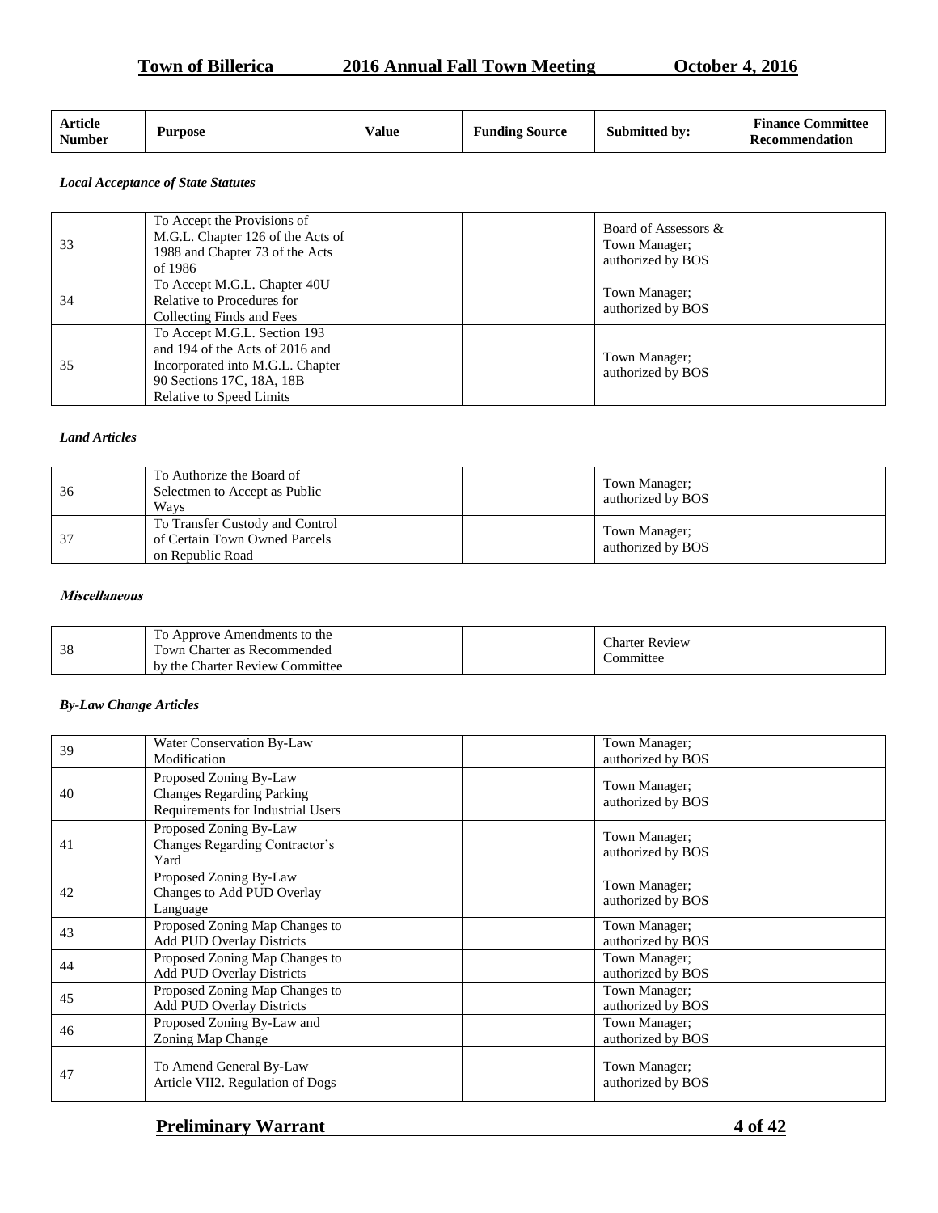| Article Number | Purpose | Value | Funding Source | Submitted by: | Finance Committee Recommendation |
|---|---|---|---|---|---|

***Local Acceptance of State Statutes***

| Article Number | Purpose | Value | Funding Source | Submitted by: | Finance Committee Recommendation |
|---|---|---|---|---|---|
| 33 | To Accept the Provisions of M.G.L. Chapter 126 of the Acts of 1988 and Chapter 73 of the Acts of 1986 | | | Board of Assessors & Town Manager; authorized by BOS | |
| 34 | To Accept M.G.L. Chapter 40U Relative to Procedures for Collecting Finds and Fees | | | Town Manager; authorized by BOS | |
| 35 | To Accept M.G.L. Section 193 and 194 of the Acts of 2016 and Incorporated into M.G.L. Chapter 90 Sections 17C, 18A, 18B Relative to Speed Limits | | | Town Manager; authorized by BOS | |

***Land Articles***

| Article Number | Purpose | Value | Funding Source | Submitted by: | Finance Committee Recommendation |
|---|---|---|---|---|---|
| 36 | To Authorize the Board of Selectmen to Accept as Public Ways | | | Town Manager; authorized by BOS | |
| 37 | To Transfer Custody and Control of Certain Town Owned Parcels on Republic Road | | | Town Manager; authorized by BOS | |

***Miscellaneous***

| Article Number | Purpose | Value | Funding Source | Submitted by: | Finance Committee Recommendation |
|---|---|---|---|---|---|
| 38 | To Approve Amendments to the Town Charter as Recommended by the Charter Review Committee | | | Charter Review Committee | |

***By-Law Change Articles***

| Article Number | Purpose | Value | Funding Source | Submitted by: | Finance Committee Recommendation |
|---|---|---|---|---|---|
| 39 | Water Conservation By-Law Modification | | | Town Manager; authorized by BOS | |
| 40 | Proposed Zoning By-Law Changes Regarding Parking Requirements for Industrial Users | | | Town Manager; authorized by BOS | |
| 41 | Proposed Zoning By-Law Changes Regarding Contractor's Yard | | | Town Manager; authorized by BOS | |
| 42 | Proposed Zoning By-Law Changes to Add PUD Overlay Language | | | Town Manager; authorized by BOS | |
| 43 | Proposed Zoning Map Changes to Add PUD Overlay Districts | | | Town Manager; authorized by BOS | |
| 44 | Proposed Zoning Map Changes to Add PUD Overlay Districts | | | Town Manager; authorized by BOS | |
| 45 | Proposed Zoning Map Changes to Add PUD Overlay Districts | | | Town Manager; authorized by BOS | |
| 46 | Proposed Zoning By-Law and Zoning Map Change | | | Town Manager; authorized by BOS | |
| 47 | To Amend General By-Law Article VII2. Regulation of Dogs | | | Town Manager; authorized by BOS | |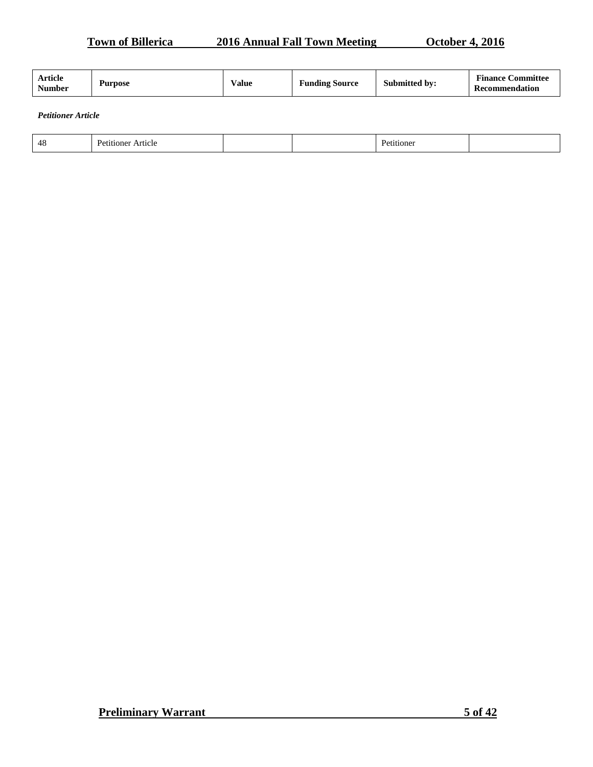| Article Number | Purpose | Value | Funding Source | Submitted by: | Finance Committee Recommendation |
|---|---|---|---|---|---|

***Petitioner Article***

| Article Number | Purpose | Value | Funding Source | Submitted by: | Finance Committee Recommendation |
|---|---|---|---|---|---|
| 48 | Petitioner Article | | | Petitioner | |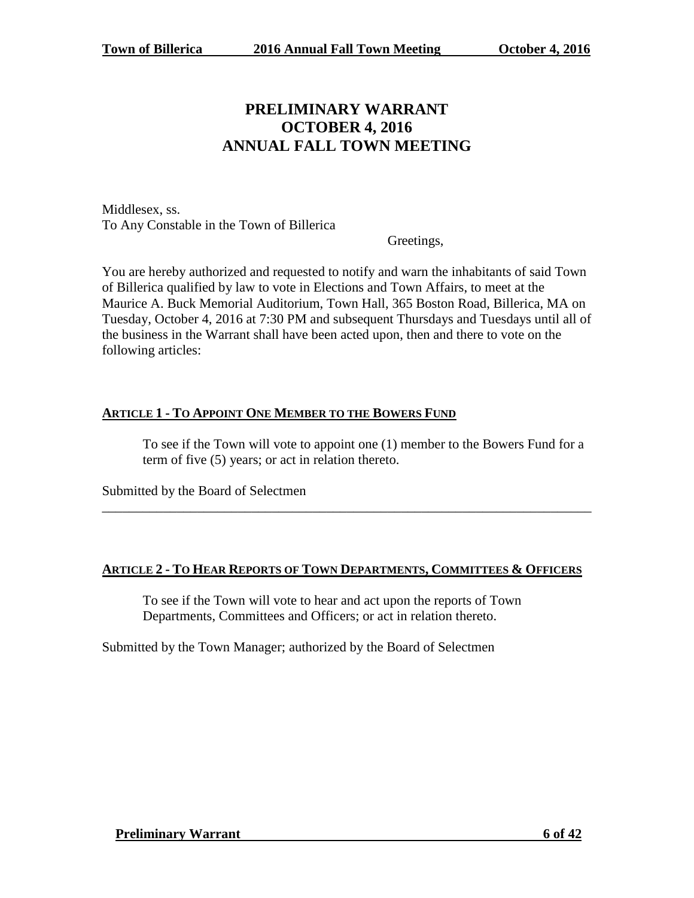# PRELIMINARY WARRANT
# OCTOBER 4, 2016
# ANNUAL FALL TOWN MEETING

Middlesex, ss.
To Any Constable in the Town of Billerica

Greetings,

You are hereby authorized and requested to notify and warn the inhabitants of said Town of Billerica qualified by law to vote in Elections and Town Affairs, to meet at the Maurice A. Buck Memorial Auditorium, Town Hall, 365 Boston Road, Billerica, MA on Tuesday, October 4, 2016 at 7:30 PM and subsequent Thursdays and Tuesdays until all of the business in the Warrant shall have been acted upon, then and there to vote on the following articles:

## ARTICLE 1 - TO APPOINT ONE MEMBER TO THE BOWERS FUND

To see if the Town will vote to appoint one (1) member to the Bowers Fund for a term of five (5) years; or act in relation thereto.

Submitted by the Board of Selectmen

---

## ARTICLE 2 - TO HEAR REPORTS OF TOWN DEPARTMENTS, COMMITTEES & OFFICERS

To see if the Town will vote to hear and act upon the reports of Town Departments, Committees and Officers; or act in relation thereto.

Submitted by the Town Manager; authorized by the Board of Selectmen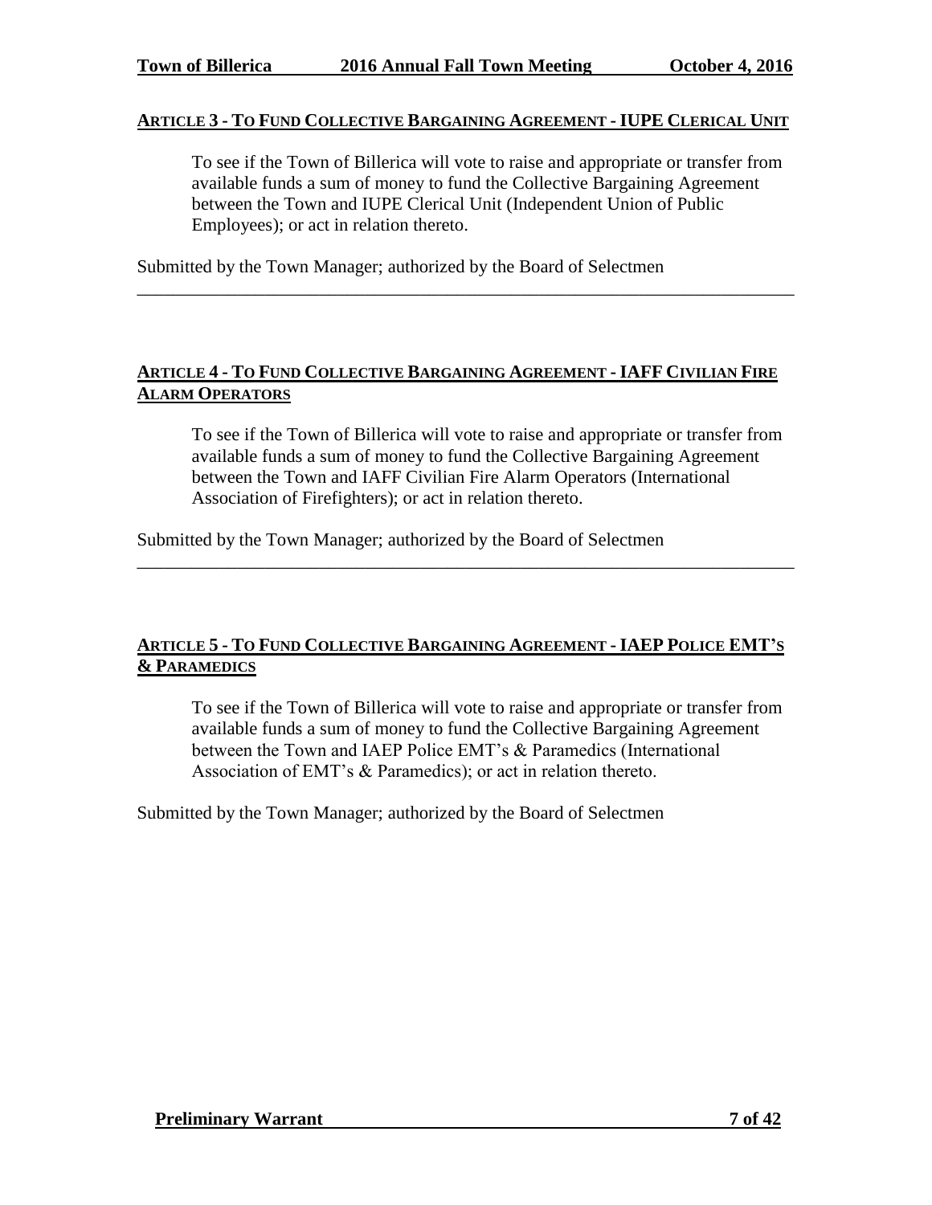### ARTICLE 3 - TO FUND COLLECTIVE BARGAINING AGREEMENT - IUPE CLERICAL UNIT

To see if the Town of Billerica will vote to raise and appropriate or transfer from available funds a sum of money to fund the Collective Bargaining Agreement between the Town and IUPE Clerical Unit (Independent Union of Public Employees); or act in relation thereto.

Submitted by the Town Manager; authorized by the Board of Selectmen

---

### ARTICLE 4 - TO FUND COLLECTIVE BARGAINING AGREEMENT - IAFF CIVILIAN FIRE ALARM OPERATORS

To see if the Town of Billerica will vote to raise and appropriate or transfer from available funds a sum of money to fund the Collective Bargaining Agreement between the Town and IAFF Civilian Fire Alarm Operators (International Association of Firefighters); or act in relation thereto.

Submitted by the Town Manager; authorized by the Board of Selectmen

---

### ARTICLE 5 - TO FUND COLLECTIVE BARGAINING AGREEMENT - IAEP POLICE EMT'S & PARAMEDICS

To see if the Town of Billerica will vote to raise and appropriate or transfer from available funds a sum of money to fund the Collective Bargaining Agreement between the Town and IAEP Police EMT's & Paramedics (International Association of EMT's & Paramedics); or act in relation thereto.

Submitted by the Town Manager; authorized by the Board of Selectmen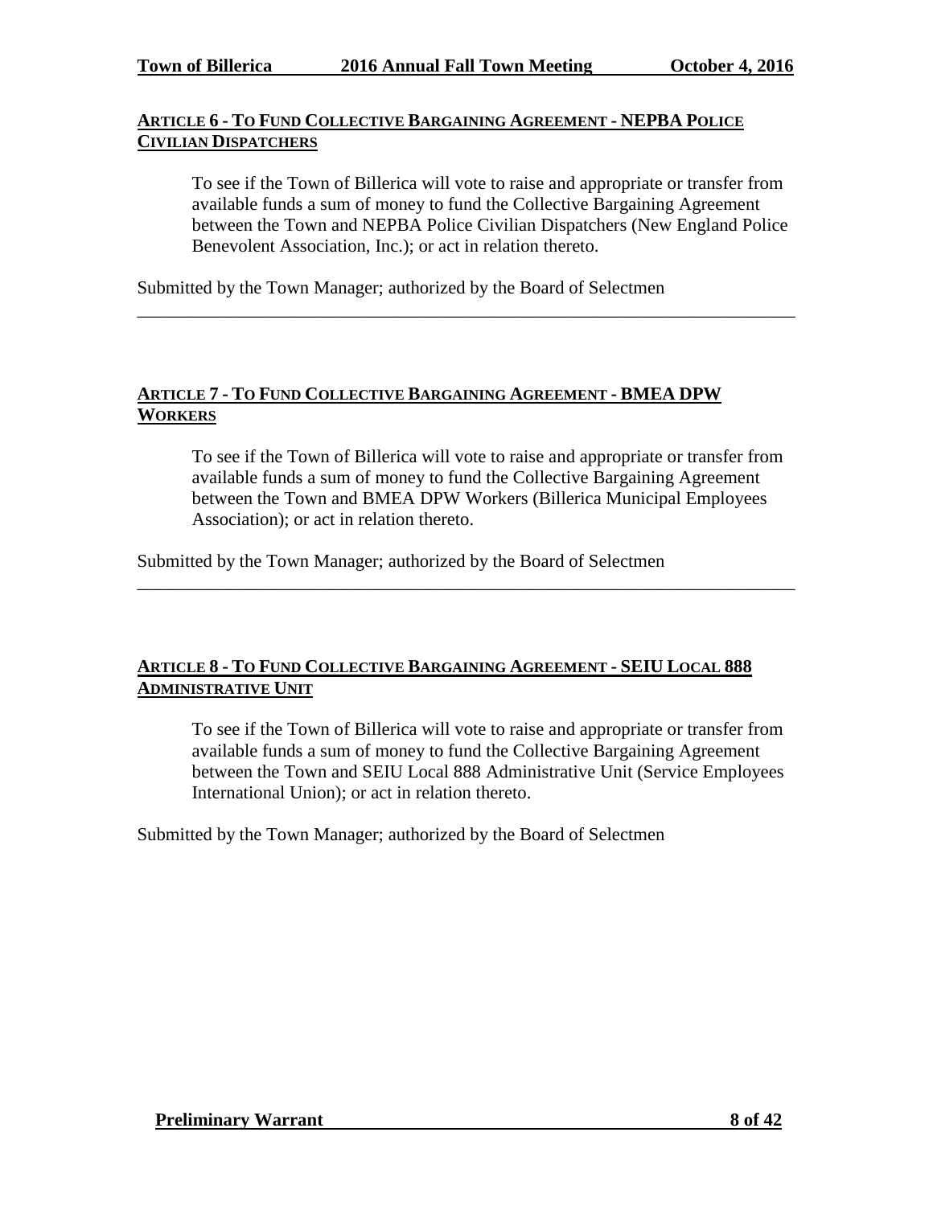## ARTICLE 6 - TO FUND COLLECTIVE BARGAINING AGREEMENT - NEPBA POLICE CIVILIAN DISPATCHERS

To see if the Town of Billerica will vote to raise and appropriate or transfer from available funds a sum of money to fund the Collective Bargaining Agreement between the Town and NEPBA Police Civilian Dispatchers (New England Police Benevolent Association, Inc.); or act in relation thereto.

Submitted by the Town Manager; authorized by the Board of Selectmen

---

## ARTICLE 7 - TO FUND COLLECTIVE BARGAINING AGREEMENT - BMEA DPW WORKERS

To see if the Town of Billerica will vote to raise and appropriate or transfer from available funds a sum of money to fund the Collective Bargaining Agreement between the Town and BMEA DPW Workers (Billerica Municipal Employees Association); or act in relation thereto.

Submitted by the Town Manager; authorized by the Board of Selectmen

---

## ARTICLE 8 - TO FUND COLLECTIVE BARGAINING AGREEMENT - SEIU LOCAL 888 ADMINISTRATIVE UNIT

To see if the Town of Billerica will vote to raise and appropriate or transfer from available funds a sum of money to fund the Collective Bargaining Agreement between the Town and SEIU Local 888 Administrative Unit (Service Employees International Union); or act in relation thereto.

Submitted by the Town Manager; authorized by the Board of Selectmen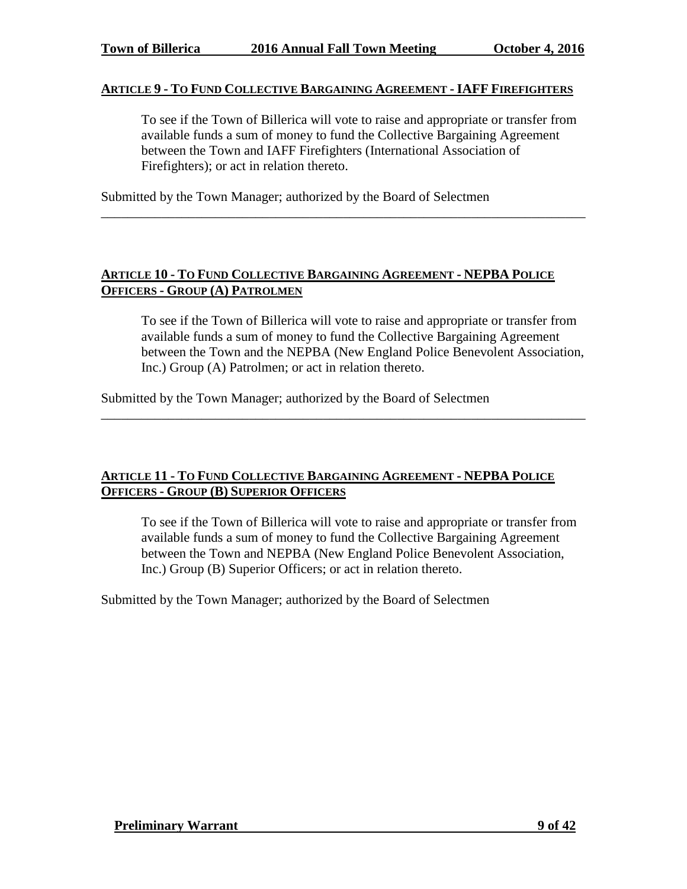## ARTICLE 9 - TO FUND COLLECTIVE BARGAINING AGREEMENT - IAFF FIREFIGHTERS

To see if the Town of Billerica will vote to raise and appropriate or transfer from available funds a sum of money to fund the Collective Bargaining Agreement between the Town and IAFF Firefighters (International Association of Firefighters); or act in relation thereto.

Submitted by the Town Manager; authorized by the Board of Selectmen

---

## ARTICLE 10 - TO FUND COLLECTIVE BARGAINING AGREEMENT - NEPBA POLICE OFFICERS - GROUP (A) PATROLMEN

To see if the Town of Billerica will vote to raise and appropriate or transfer from available funds a sum of money to fund the Collective Bargaining Agreement between the Town and the NEPBA (New England Police Benevolent Association, Inc.) Group (A) Patrolmen; or act in relation thereto.

Submitted by the Town Manager; authorized by the Board of Selectmen

---

## ARTICLE 11 - TO FUND COLLECTIVE BARGAINING AGREEMENT - NEPBA POLICE OFFICERS - GROUP (B) SUPERIOR OFFICERS

To see if the Town of Billerica will vote to raise and appropriate or transfer from available funds a sum of money to fund the Collective Bargaining Agreement between the Town and NEPBA (New England Police Benevolent Association, Inc.) Group (B) Superior Officers; or act in relation thereto.

Submitted by the Town Manager; authorized by the Board of Selectmen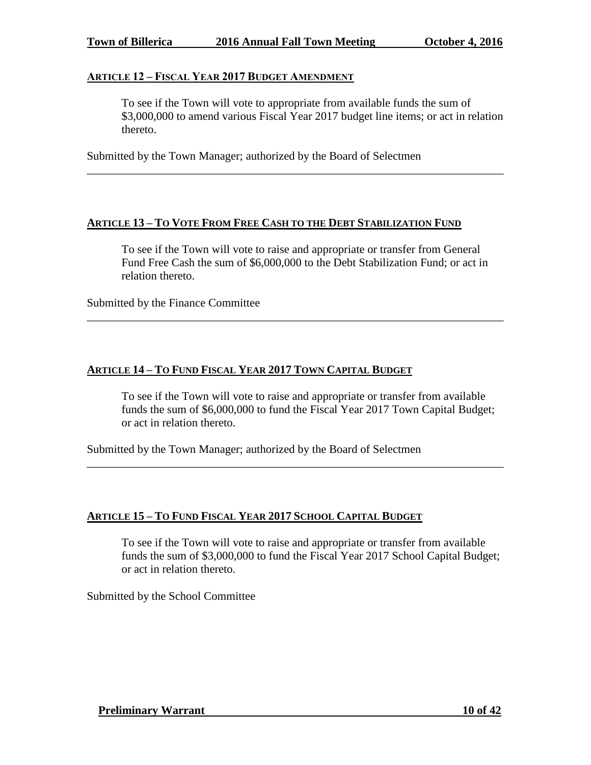### ARTICLE 12 – FISCAL YEAR 2017 BUDGET AMENDMENT

> To see if the Town will vote to appropriate from available funds the sum of $3,000,000 to amend various Fiscal Year 2017 budget line items; or act in relation thereto.

Submitted by the Town Manager; authorized by the Board of Selectmen

---

### ARTICLE 13 – TO VOTE FROM FREE CASH TO THE DEBT STABILIZATION FUND

> To see if the Town will vote to raise and appropriate or transfer from General Fund Free Cash the sum of $6,000,000 to the Debt Stabilization Fund; or act in relation thereto.

Submitted by the Finance Committee

---

### ARTICLE 14 – TO FUND FISCAL YEAR 2017 TOWN CAPITAL BUDGET

> To see if the Town will vote to raise and appropriate or transfer from available funds the sum of $6,000,000 to fund the Fiscal Year 2017 Town Capital Budget; or act in relation thereto.

Submitted by the Town Manager; authorized by the Board of Selectmen

---

### ARTICLE 15 – TO FUND FISCAL YEAR 2017 SCHOOL CAPITAL BUDGET

> To see if the Town will vote to raise and appropriate or transfer from available funds the sum of $3,000,000 to fund the Fiscal Year 2017 School Capital Budget; or act in relation thereto.

Submitted by the School Committee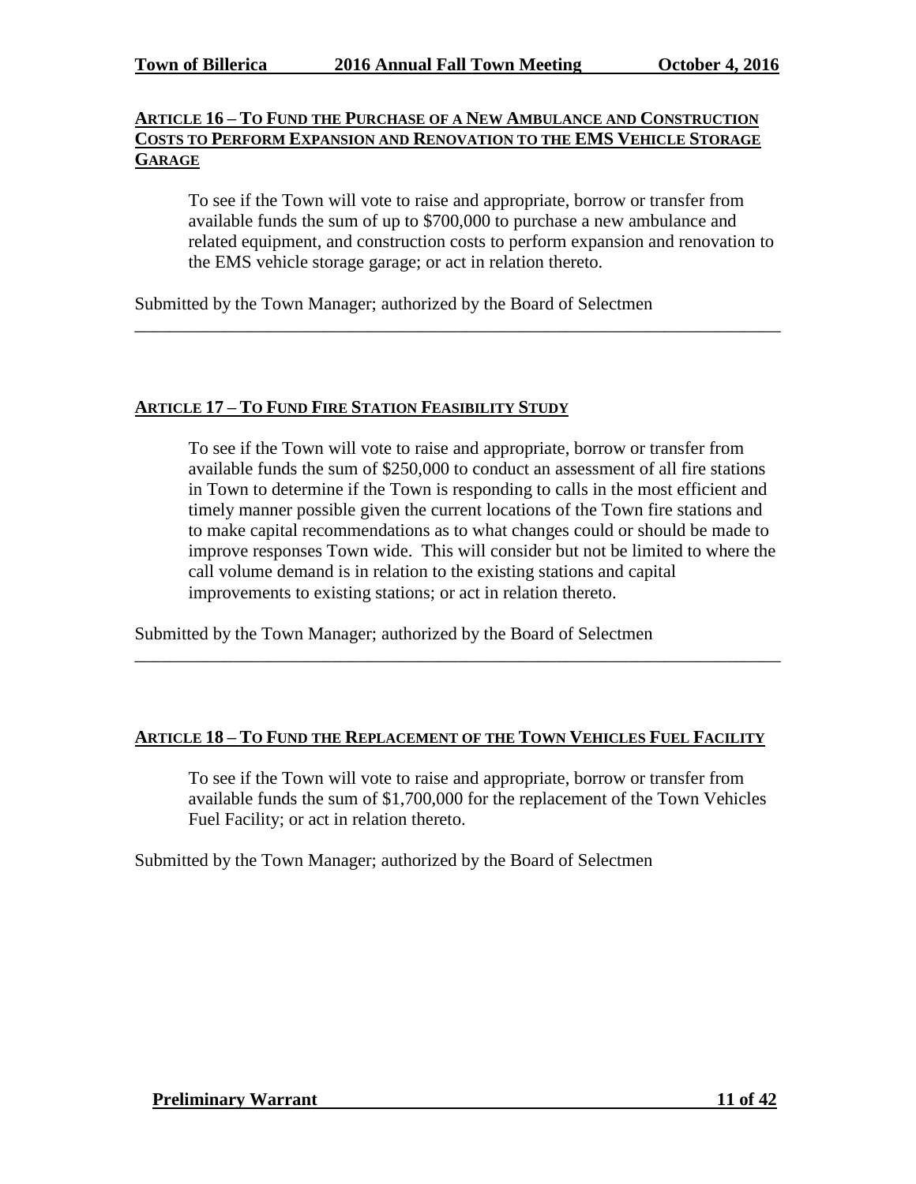## ARTICLE 16 – TO FUND THE PURCHASE OF A NEW AMBULANCE AND CONSTRUCTION COSTS TO PERFORM EXPANSION AND RENOVATION TO THE EMS VEHICLE STORAGE GARAGE

To see if the Town will vote to raise and appropriate, borrow or transfer from available funds the sum of up to $700,000 to purchase a new ambulance and related equipment, and construction costs to perform expansion and renovation to the EMS vehicle storage garage; or act in relation thereto.

Submitted by the Town Manager; authorized by the Board of Selectmen

---

## ARTICLE 17 – TO FUND FIRE STATION FEASIBILITY STUDY

To see if the Town will vote to raise and appropriate, borrow or transfer from available funds the sum of $250,000 to conduct an assessment of all fire stations in Town to determine if the Town is responding to calls in the most efficient and timely manner possible given the current locations of the Town fire stations and to make capital recommendations as to what changes could or should be made to improve responses Town wide. This will consider but not be limited to where the call volume demand is in relation to the existing stations and capital improvements to existing stations; or act in relation thereto.

Submitted by the Town Manager; authorized by the Board of Selectmen

---

## ARTICLE 18 – TO FUND THE REPLACEMENT OF THE TOWN VEHICLES FUEL FACILITY

To see if the Town will vote to raise and appropriate, borrow or transfer from available funds the sum of $1,700,000 for the replacement of the Town Vehicles Fuel Facility; or act in relation thereto.

Submitted by the Town Manager; authorized by the Board of Selectmen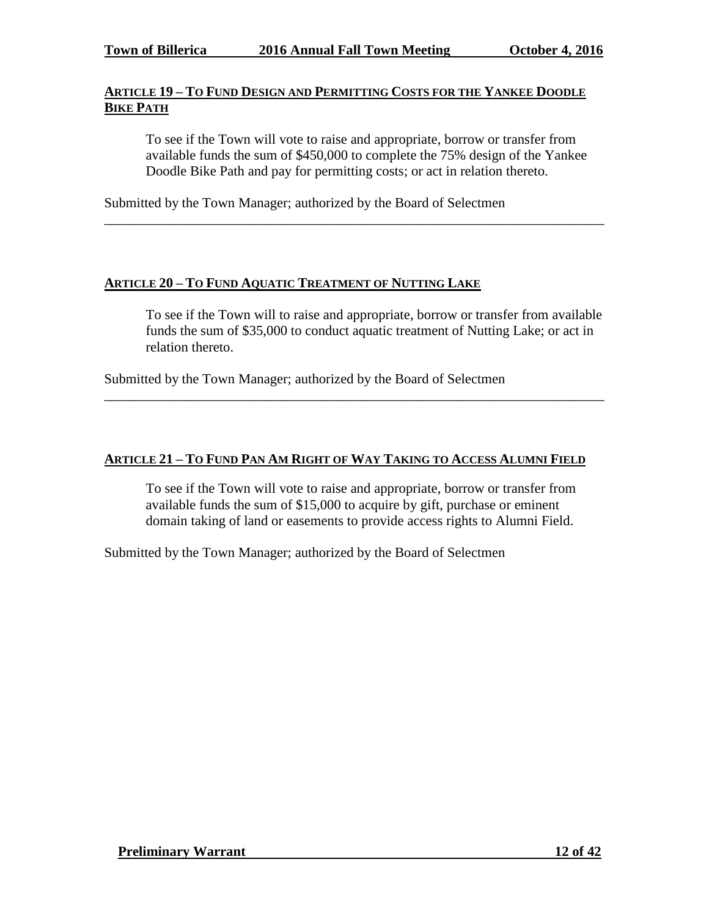## ARTICLE 19 – TO FUND DESIGN AND PERMITTING COSTS FOR THE YANKEE DOODLE BIKE PATH

To see if the Town will vote to raise and appropriate, borrow or transfer from available funds the sum of $450,000 to complete the 75% design of the Yankee Doodle Bike Path and pay for permitting costs; or act in relation thereto.

Submitted by the Town Manager; authorized by the Board of Selectmen

---

## ARTICLE 20 – TO FUND AQUATIC TREATMENT OF NUTTING LAKE

To see if the Town will to raise and appropriate, borrow or transfer from available funds the sum of $35,000 to conduct aquatic treatment of Nutting Lake; or act in relation thereto.

Submitted by the Town Manager; authorized by the Board of Selectmen

---

## ARTICLE 21 – TO FUND PAN AM RIGHT OF WAY TAKING TO ACCESS ALUMNI FIELD

To see if the Town will vote to raise and appropriate, borrow or transfer from available funds the sum of $15,000 to acquire by gift, purchase or eminent domain taking of land or easements to provide access rights to Alumni Field.

Submitted by the Town Manager; authorized by the Board of Selectmen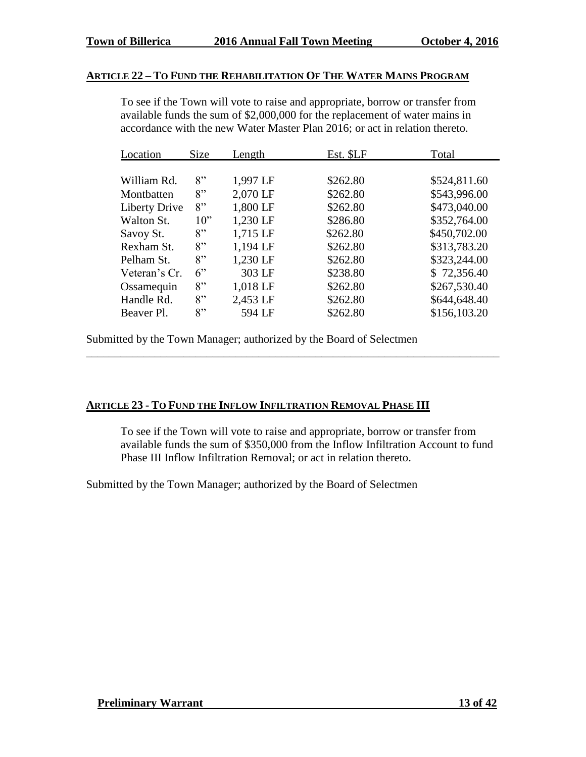## ARTICLE 22 – TO FUND THE REHABILITATION OF THE WATER MAINS PROGRAM

To see if the Town will vote to raise and appropriate, borrow or transfer from available funds the sum of $2,000,000 for the replacement of water mains in accordance with the new Water Master Plan 2016; or act in relation thereto.

| Location | Size | Length | Est. $LF | Total |
|---|---|---|---|---|
| William Rd. | 8" | 1,997 LF | $262.80 | $524,811.60 |
| Montbatten | 8" | 2,070 LF | $262.80 | $543,996.00 |
| Liberty Drive | 8" | 1,800 LF | $262.80 | $473,040.00 |
| Walton St. | 10" | 1,230 LF | $286.80 | $352,764.00 |
| Savoy St. | 8" | 1,715 LF | $262.80 | $450,702.00 |
| Rexham St. | 8" | 1,194 LF | $262.80 | $313,783.20 |
| Pelham St. | 8" | 1,230 LF | $262.80 | $323,244.00 |
| Veteran's Cr. | 6" | 303 LF | $238.80 | $ 72,356.40 |
| Ossamequin | 8" | 1,018 LF | $262.80 | $267,530.40 |
| Handle Rd. | 8" | 2,453 LF | $262.80 | $644,648.40 |
| Beaver Pl. | 8" | 594 LF | $262.80 | $156,103.20 |

Submitted by the Town Manager; authorized by the Board of Selectmen

## ARTICLE 23 - TO FUND THE INFLOW INFILTRATION REMOVAL PHASE III

To see if the Town will vote to raise and appropriate, borrow or transfer from available funds the sum of $350,000 from the Inflow Infiltration Account to fund Phase III Inflow Infiltration Removal; or act in relation thereto.

Submitted by the Town Manager; authorized by the Board of Selectmen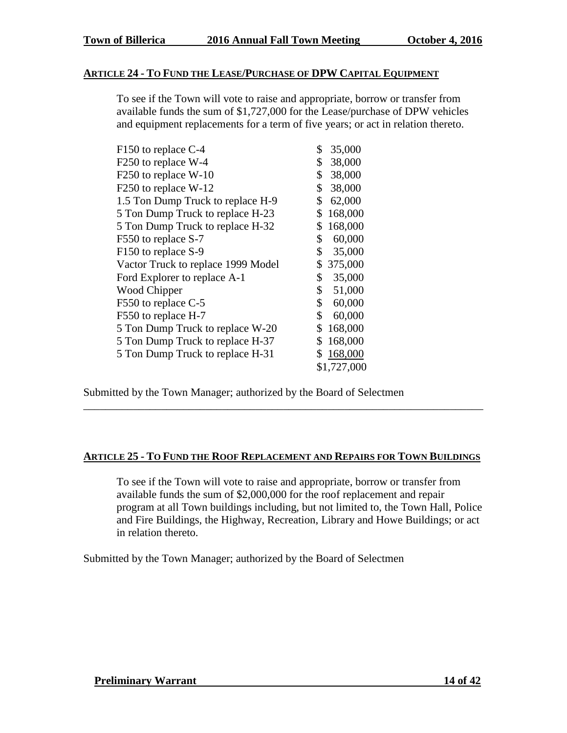## ARTICLE 24 - TO FUND THE LEASE/PURCHASE OF DPW CAPITAL EQUIPMENT

To see if the Town will vote to raise and appropriate, borrow or transfer from available funds the sum of $1,727,000 for the Lease/purchase of DPW vehicles and equipment replacements for a term of five years; or act in relation thereto.

| Item | Amount |
|---|---|
| F150 to replace C-4 | $ 35,000 |
| F250 to replace W-4 | $ 38,000 |
| F250 to replace W-10 | $ 38,000 |
| F250 to replace W-12 | $ 38,000 |
| 1.5 Ton Dump Truck to replace H-9 | $ 62,000 |
| 5 Ton Dump Truck to replace H-23 | $ 168,000 |
| 5 Ton Dump Truck to replace H-32 | $ 168,000 |
| F550 to replace S-7 | $ 60,000 |
| F150 to replace S-9 | $ 35,000 |
| Vactor Truck to replace 1999 Model | $ 375,000 |
| Ford Explorer to replace A-1 | $ 35,000 |
| Wood Chipper | $ 51,000 |
| F550 to replace C-5 | $ 60,000 |
| F550 to replace H-7 | $ 60,000 |
| 5 Ton Dump Truck to replace W-20 | $ 168,000 |
| 5 Ton Dump Truck to replace H-37 | $ 168,000 |
| 5 Ton Dump Truck to replace H-31 | $ 168,000 |
| | $1,727,000 |

Submitted by the Town Manager; authorized by the Board of Selectmen

---

## ARTICLE 25 - TO FUND THE ROOF REPLACEMENT AND REPAIRS FOR TOWN BUILDINGS

To see if the Town will vote to raise and appropriate, borrow or transfer from available funds the sum of $2,000,000 for the roof replacement and repair program at all Town buildings including, but not limited to, the Town Hall, Police and Fire Buildings, the Highway, Recreation, Library and Howe Buildings; or act in relation thereto.

Submitted by the Town Manager; authorized by the Board of Selectmen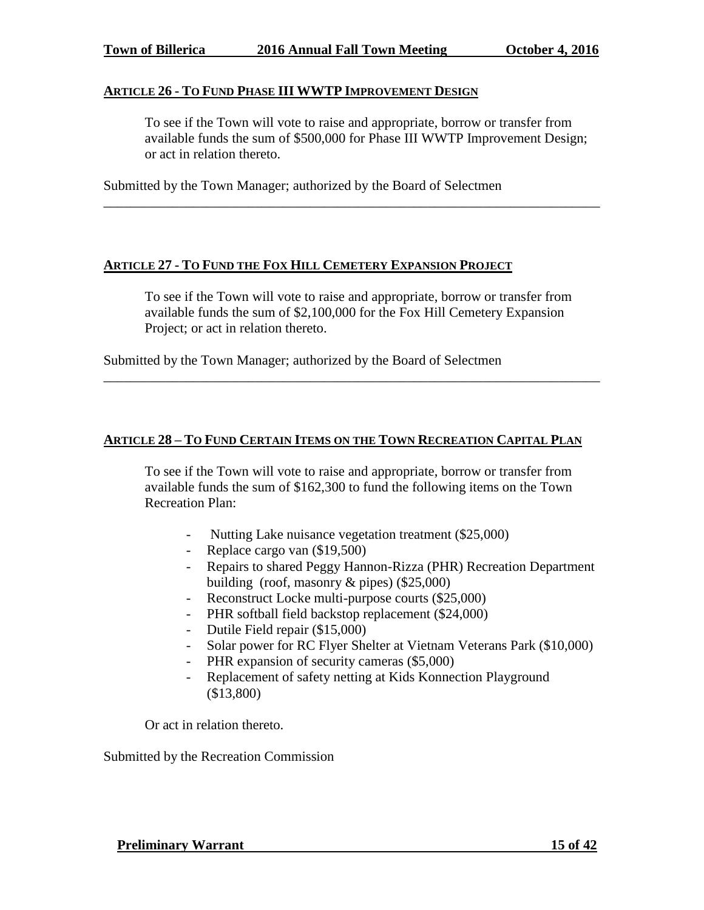### ARTICLE 26 - TO FUND PHASE III WWTP IMPROVEMENT DESIGN

To see if the Town will vote to raise and appropriate, borrow or transfer from available funds the sum of $500,000 for Phase III WWTP Improvement Design; or act in relation thereto.

Submitted by the Town Manager; authorized by the Board of Selectmen

---

### ARTICLE 27 - TO FUND THE FOX HILL CEMETERY EXPANSION PROJECT

To see if the Town will vote to raise and appropriate, borrow or transfer from available funds the sum of $2,100,000 for the Fox Hill Cemetery Expansion Project; or act in relation thereto.

Submitted by the Town Manager; authorized by the Board of Selectmen

---

### ARTICLE 28 – TO FUND CERTAIN ITEMS ON THE TOWN RECREATION CAPITAL PLAN

To see if the Town will vote to raise and appropriate, borrow or transfer from available funds the sum of $162,300 to fund the following items on the Town Recreation Plan:

- Nutting Lake nuisance vegetation treatment ($25,000)
- Replace cargo van ($19,500)
- Repairs to shared Peggy Hannon-Rizza (PHR) Recreation Department building (roof, masonry & pipes) ($25,000)
- Reconstruct Locke multi-purpose courts ($25,000)
- PHR softball field backstop replacement ($24,000)
- Dutile Field repair ($15,000)
- Solar power for RC Flyer Shelter at Vietnam Veterans Park ($10,000)
- PHR expansion of security cameras ($5,000)
- Replacement of safety netting at Kids Konnection Playground ($13,800)

Or act in relation thereto.

Submitted by the Recreation Commission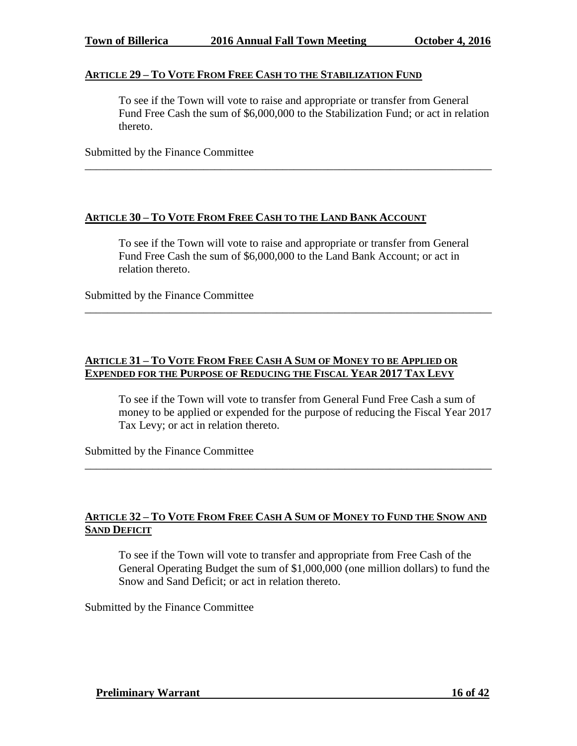## ARTICLE 29 – TO VOTE FROM FREE CASH TO THE STABILIZATION FUND

To see if the Town will vote to raise and appropriate or transfer from General Fund Free Cash the sum of $6,000,000 to the Stabilization Fund; or act in relation thereto.

Submitted by the Finance Committee

---

## ARTICLE 30 – TO VOTE FROM FREE CASH TO THE LAND BANK ACCOUNT

To see if the Town will vote to raise and appropriate or transfer from General Fund Free Cash the sum of $6,000,000 to the Land Bank Account; or act in relation thereto.

Submitted by the Finance Committee

---

## ARTICLE 31 – TO VOTE FROM FREE CASH A SUM OF MONEY TO BE APPLIED OR EXPENDED FOR THE PURPOSE OF REDUCING THE FISCAL YEAR 2017 TAX LEVY

To see if the Town will vote to transfer from General Fund Free Cash a sum of money to be applied or expended for the purpose of reducing the Fiscal Year 2017 Tax Levy; or act in relation thereto.

Submitted by the Finance Committee

---

## ARTICLE 32 – TO VOTE FROM FREE CASH A SUM OF MONEY TO FUND THE SNOW AND SAND DEFICIT

To see if the Town will vote to transfer and appropriate from Free Cash of the General Operating Budget the sum of $1,000,000 (one million dollars) to fund the Snow and Sand Deficit; or act in relation thereto.

Submitted by the Finance Committee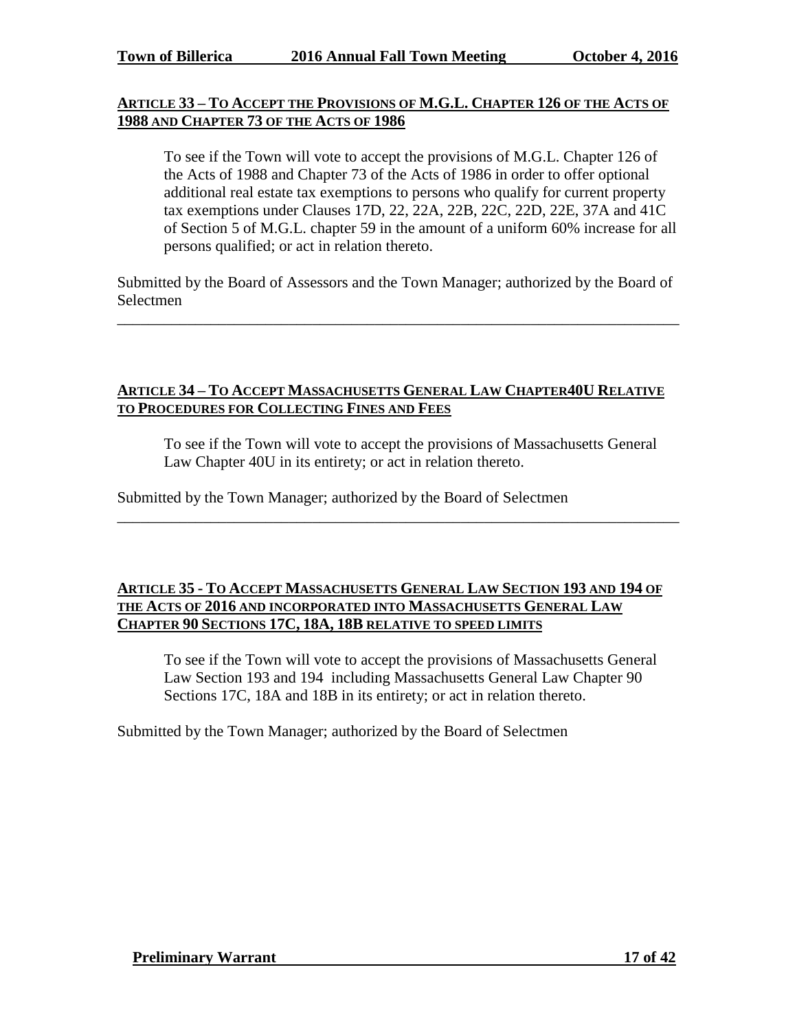## ARTICLE 33 – TO ACCEPT THE PROVISIONS OF M.G.L. CHAPTER 126 OF THE ACTS OF 1988 AND CHAPTER 73 OF THE ACTS OF 1986

To see if the Town will vote to accept the provisions of M.G.L. Chapter 126 of the Acts of 1988 and Chapter 73 of the Acts of 1986 in order to offer optional additional real estate tax exemptions to persons who qualify for current property tax exemptions under Clauses 17D, 22, 22A, 22B, 22C, 22D, 22E, 37A and 41C of Section 5 of M.G.L. chapter 59 in the amount of a uniform 60% increase for all persons qualified; or act in relation thereto.

Submitted by the Board of Assessors and the Town Manager; authorized by the Board of Selectmen

---

## ARTICLE 34 – TO ACCEPT MASSACHUSETTS GENERAL LAW CHAPTER40U RELATIVE TO PROCEDURES FOR COLLECTING FINES AND FEES

To see if the Town will vote to accept the provisions of Massachusetts General Law Chapter 40U in its entirety; or act in relation thereto.

Submitted by the Town Manager; authorized by the Board of Selectmen

---

## ARTICLE 35 - TO ACCEPT MASSACHUSETTS GENERAL LAW SECTION 193 AND 194 OF THE ACTS OF 2016 AND INCORPORATED INTO MASSACHUSETTS GENERAL LAW CHAPTER 90 SECTIONS 17C, 18A, 18B RELATIVE TO SPEED LIMITS

To see if the Town will vote to accept the provisions of Massachusetts General Law Section 193 and 194 including Massachusetts General Law Chapter 90 Sections 17C, 18A and 18B in its entirety; or act in relation thereto.

Submitted by the Town Manager; authorized by the Board of Selectmen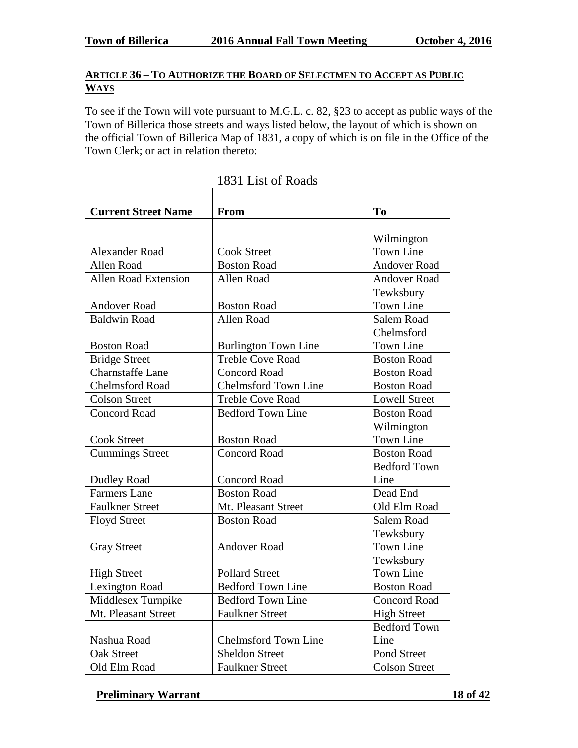## ARTICLE 36 – TO AUTHORIZE THE BOARD OF SELECTMEN TO ACCEPT AS PUBLIC WAYS

To see if the Town will vote pursuant to M.G.L. c. 82, §23 to accept as public ways of the Town of Billerica those streets and ways listed below, the layout of which is shown on the official Town of Billerica Map of 1831, a copy of which is on file in the Office of the Town Clerk; or act in relation thereto:

1831 List of Roads

| Current Street Name | From | To |
|---|---|---|
| | | |
| Alexander Road | Cook Street | Wilmington Town Line |
| Allen Road | Boston Road | Andover Road |
| Allen Road Extension | Allen Road | Andover Road |
| Andover Road | Boston Road | Tewksbury Town Line |
| Baldwin Road | Allen Road | Salem Road |
| Boston Road | Burlington Town Line | Chelmsford Town Line |
| Bridge Street | Treble Cove Road | Boston Road |
| Charnstaffe Lane | Concord Road | Boston Road |
| Chelmsford Road | Chelmsford Town Line | Boston Road |
| Colson Street | Treble Cove Road | Lowell Street |
| Concord Road | Bedford Town Line | Boston Road |
| Cook Street | Boston Road | Wilmington Town Line |
| Cummings Street | Concord Road | Boston Road |
| Dudley Road | Concord Road | Bedford Town Line |
| Farmers Lane | Boston Road | Dead End |
| Faulkner Street | Mt. Pleasant Street | Old Elm Road |
| Floyd Street | Boston Road | Salem Road |
| Gray Street | Andover Road | Tewksbury Town Line |
| High Street | Pollard Street | Tewksbury Town Line |
| Lexington Road | Bedford Town Line | Boston Road |
| Middlesex Turnpike | Bedford Town Line | Concord Road |
| Mt. Pleasant Street | Faulkner Street | High Street |
| Nashua Road | Chelmsford Town Line | Bedford Town Line |
| Oak Street | Sheldon Street | Pond Street |
| Old Elm Road | Faulkner Street | Colson Street |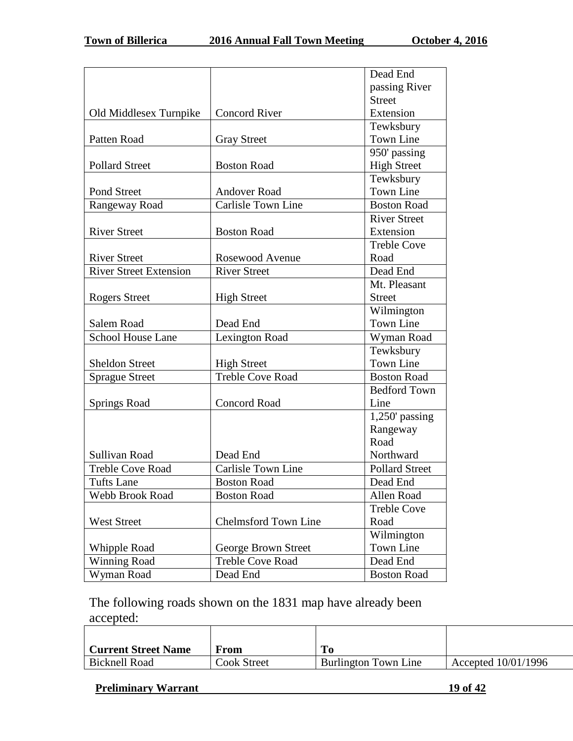| | | |
|---|---|---|
| Old Middlesex Turnpike | Concord River | Dead End passing River Street Extension |
| Patten Road | Gray Street | Tewksbury Town Line |
| Pollard Street | Boston Road | 950' passing High Street |
| Pond Street | Andover Road | Tewksbury Town Line |
| Rangeway Road | Carlisle Town Line | Boston Road |
| River Street | Boston Road | River Street Extension |
| River Street | Rosewood Avenue | Treble Cove Road |
| River Street Extension | River Street | Dead End |
| Rogers Street | High Street | Mt. Pleasant Street |
| Salem Road | Dead End | Wilmington Town Line |
| School House Lane | Lexington Road | Wyman Road |
| Sheldon Street | High Street | Tewksbury Town Line |
| Sprague Street | Treble Cove Road | Boston Road |
| Springs Road | Concord Road | Bedford Town Line |
| Sullivan Road | Dead End | 1,250' passing Rangeway Road Northward |
| Treble Cove Road | Carlisle Town Line | Pollard Street |
| Tufts Lane | Boston Road | Dead End |
| Webb Brook Road | Boston Road | Allen Road |
| West Street | Chelmsford Town Line | Treble Cove Road |
| Whipple Road | George Brown Street | Wilmington Town Line |
| Winning Road | Treble Cove Road | Dead End |
| Wyman Road | Dead End | Boston Road |

The following roads shown on the 1831 map have already been accepted:

| **Current Street Name** | **From** | **To** | |
|---|---|---|---|
| Bicknell Road | Cook Street | Burlington Town Line | Accepted 10/01/1996 |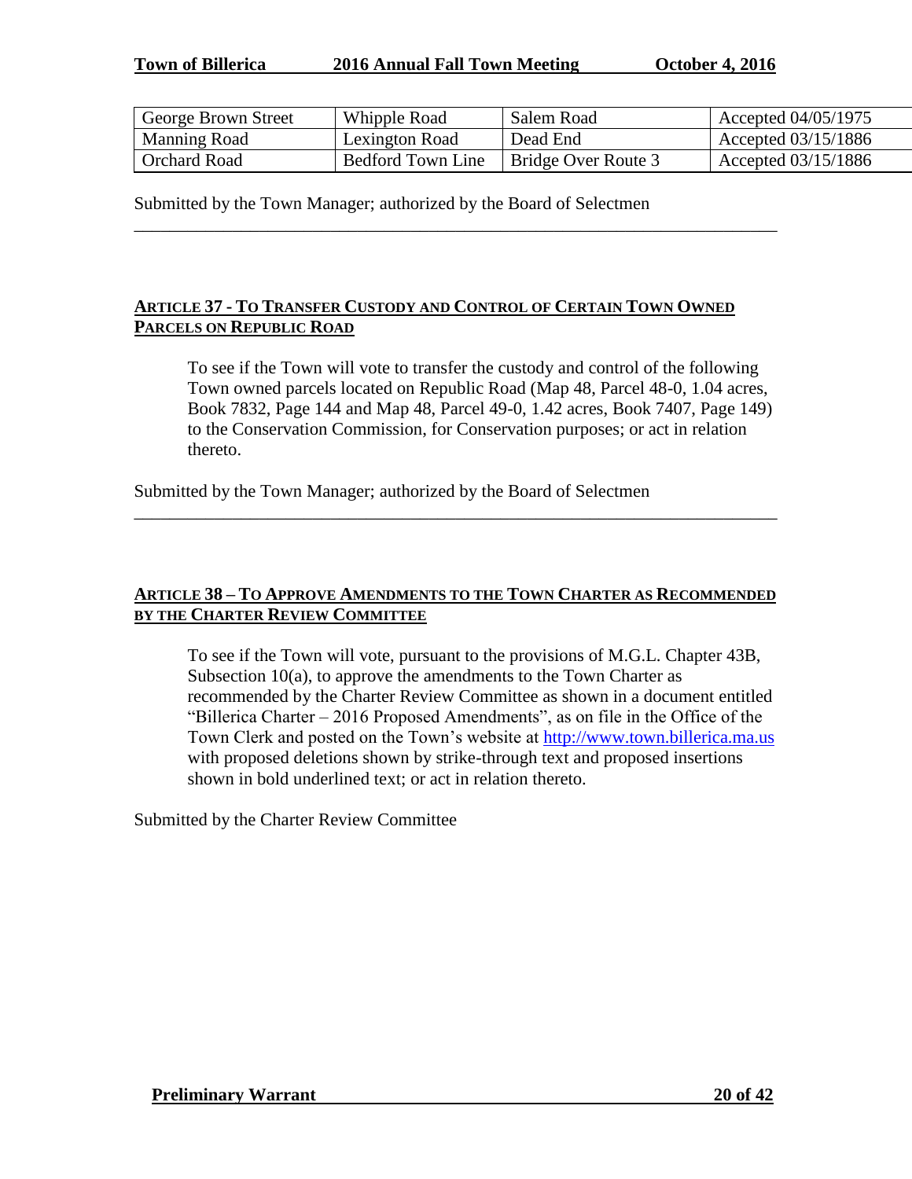| George Brown Street | Whipple Road | Salem Road | Accepted 04/05/1975 |
|---|---|---|---|
| Manning Road | Lexington Road | Dead End | Accepted 03/15/1886 |
| Orchard Road | Bedford Town Line | Bridge Over Route 3 | Accepted 03/15/1886 |

Submitted by the Town Manager; authorized by the Board of Selectmen

---

**ARTICLE 37 - TO TRANSFER CUSTODY AND CONTROL OF CERTAIN TOWN OWNED PARCELS ON REPUBLIC ROAD**

To see if the Town will vote to transfer the custody and control of the following Town owned parcels located on Republic Road (Map 48, Parcel 48-0, 1.04 acres, Book 7832, Page 144 and Map 48, Parcel 49-0, 1.42 acres, Book 7407, Page 149) to the Conservation Commission, for Conservation purposes; or act in relation thereto.

Submitted by the Town Manager; authorized by the Board of Selectmen

---

**ARTICLE 38 – TO APPROVE AMENDMENTS TO THE TOWN CHARTER AS RECOMMENDED BY THE CHARTER REVIEW COMMITTEE**

To see if the Town will vote, pursuant to the provisions of M.G.L. Chapter 43B, Subsection 10(a), to approve the amendments to the Town Charter as recommended by the Charter Review Committee as shown in a document entitled "Billerica Charter – 2016 Proposed Amendments", as on file in the Office of the Town Clerk and posted on the Town's website at http://www.town.billerica.ma.us with proposed deletions shown by strike-through text and proposed insertions shown in bold underlined text; or act in relation thereto.

Submitted by the Charter Review Committee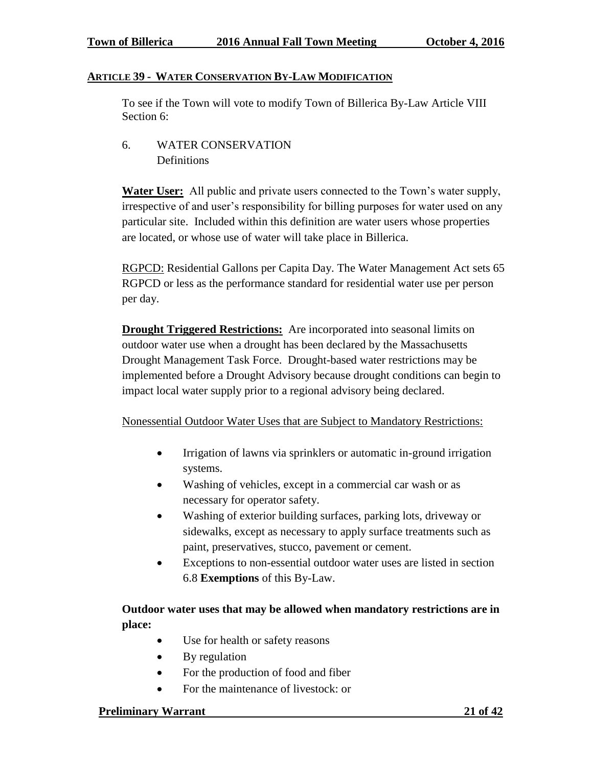## ARTICLE 39 - WATER CONSERVATION BY-LAW MODIFICATION

To see if the Town will vote to modify Town of Billerica By-Law Article VIII Section 6:

6. WATER CONSERVATION
   Definitions

**Water User:** All public and private users connected to the Town's water supply, irrespective of and user's responsibility for billing purposes for water used on any particular site. Included within this definition are water users whose properties are located, or whose use of water will take place in Billerica.

RGPCD: Residential Gallons per Capita Day. The Water Management Act sets 65 RGPCD or less as the performance standard for residential water use per person per day.

**Drought Triggered Restrictions:** Are incorporated into seasonal limits on outdoor water use when a drought has been declared by the Massachusetts Drought Management Task Force. Drought-based water restrictions may be implemented before a Drought Advisory because drought conditions can begin to impact local water supply prior to a regional advisory being declared.

Nonessential Outdoor Water Uses that are Subject to Mandatory Restrictions:

- Irrigation of lawns via sprinklers or automatic in-ground irrigation systems.
- Washing of vehicles, except in a commercial car wash or as necessary for operator safety.
- Washing of exterior building surfaces, parking lots, driveway or sidewalks, except as necessary to apply surface treatments such as paint, preservatives, stucco, pavement or cement.
- Exceptions to non-essential outdoor water uses are listed in section 6.8 **Exemptions** of this By-Law.

**Outdoor water uses that may be allowed when mandatory restrictions are in place:**

- Use for health or safety reasons
- By regulation
- For the production of food and fiber
- For the maintenance of livestock: or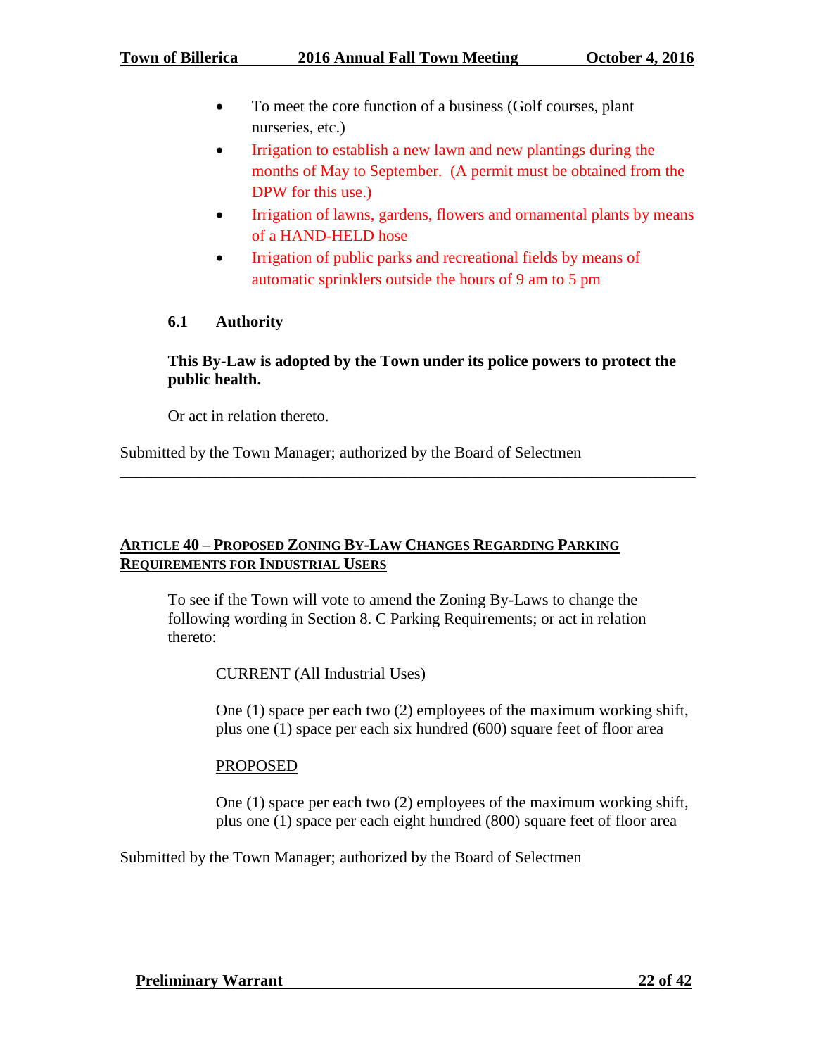- To meet the core function of a business (Golf courses, plant nurseries, etc.)
- Irrigation to establish a new lawn and new plantings during the months of May to September. (A permit must be obtained from the DPW for this use.)
- Irrigation of lawns, gardens, flowers and ornamental plants by means of a HAND-HELD hose
- Irrigation of public parks and recreational fields by means of automatic sprinklers outside the hours of 9 am to 5 pm

**6.1 Authority**

**This By-Law is adopted by the Town under its police powers to protect the public health.**

Or act in relation thereto.

Submitted by the Town Manager; authorized by the Board of Selectmen

---

## ARTICLE 40 – PROPOSED ZONING BY-LAW CHANGES REGARDING PARKING REQUIREMENTS FOR INDUSTRIAL USERS

To see if the Town will vote to amend the Zoning By-Laws to change the following wording in Section 8. C Parking Requirements; or act in relation thereto:

CURRENT (All Industrial Uses)

One (1) space per each two (2) employees of the maximum working shift, plus one (1) space per each six hundred (600) square feet of floor area

PROPOSED

One (1) space per each two (2) employees of the maximum working shift, plus one (1) space per each eight hundred (800) square feet of floor area

Submitted by the Town Manager; authorized by the Board of Selectmen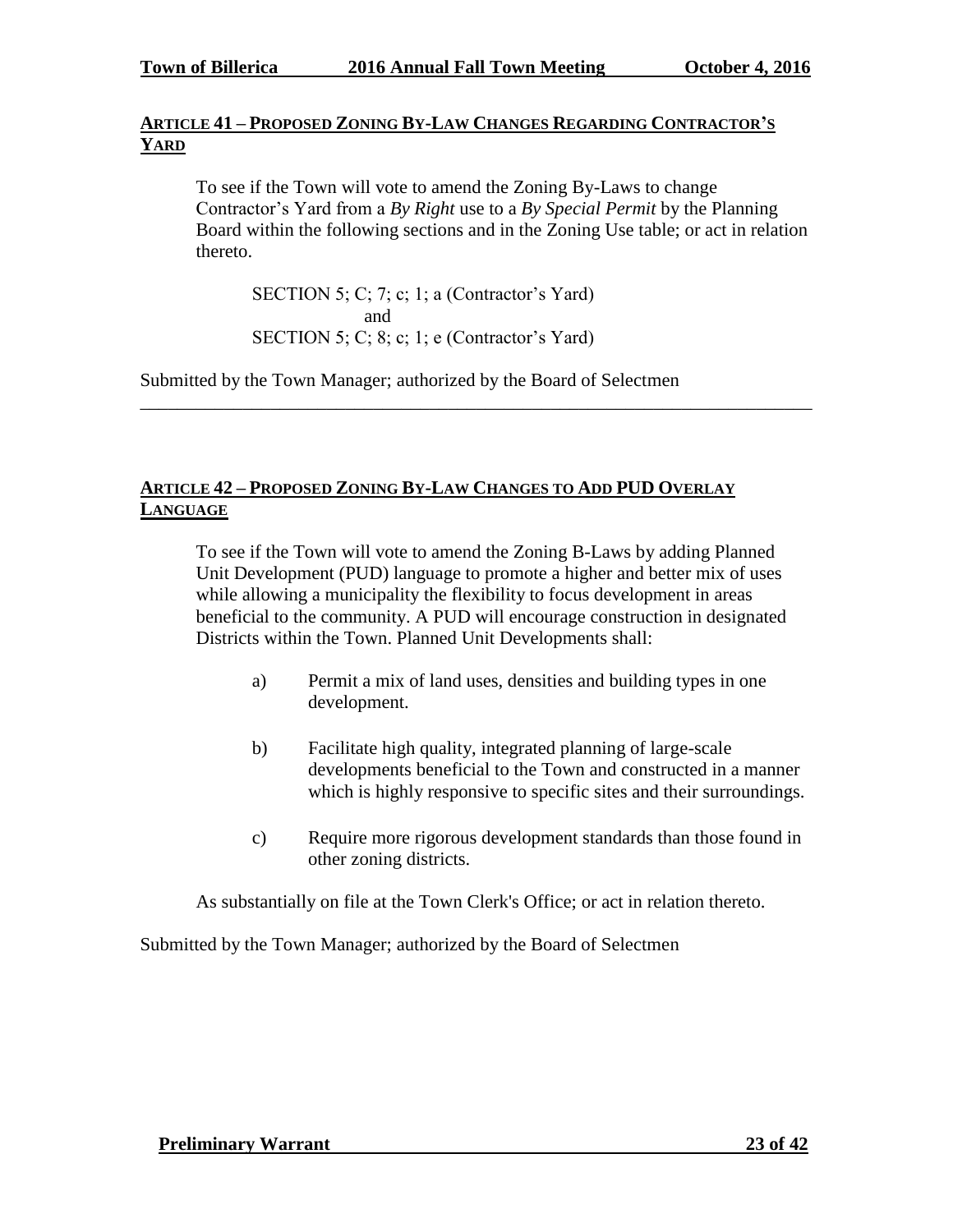## ARTICLE 41 – PROPOSED ZONING BY-LAW CHANGES REGARDING CONTRACTOR'S YARD

To see if the Town will vote to amend the Zoning By-Laws to change Contractor's Yard from a *By Right* use to a *By Special Permit* by the Planning Board within the following sections and in the Zoning Use table; or act in relation thereto.

SECTION 5; C; 7; c; 1; a (Contractor's Yard)
and
SECTION 5; C; 8; c; 1; e (Contractor's Yard)

Submitted by the Town Manager; authorized by the Board of Selectmen

---

## ARTICLE 42 – PROPOSED ZONING BY-LAW CHANGES TO ADD PUD OVERLAY LANGUAGE

To see if the Town will vote to amend the Zoning B-Laws by adding Planned Unit Development (PUD) language to promote a higher and better mix of uses while allowing a municipality the flexibility to focus development in areas beneficial to the community. A PUD will encourage construction in designated Districts within the Town. Planned Unit Developments shall:

a) Permit a mix of land uses, densities and building types in one development.

b) Facilitate high quality, integrated planning of large-scale developments beneficial to the Town and constructed in a manner which is highly responsive to specific sites and their surroundings.

c) Require more rigorous development standards than those found in other zoning districts.

As substantially on file at the Town Clerk's Office; or act in relation thereto.

Submitted by the Town Manager; authorized by the Board of Selectmen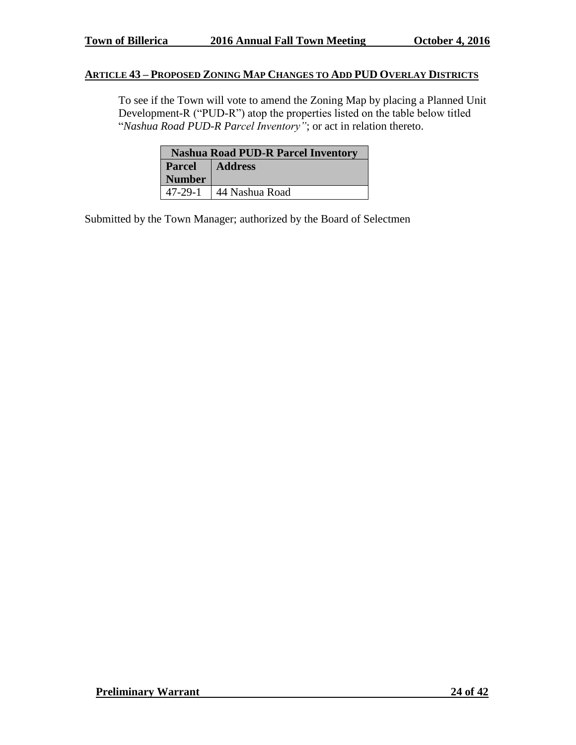## ARTICLE 43 – PROPOSED ZONING MAP CHANGES TO ADD PUD OVERLAY DISTRICTS

To see if the Town will vote to amend the Zoning Map by placing a Planned Unit Development-R ("PUD-R") atop the properties listed on the table below titled "*Nashua Road PUD-R Parcel Inventory"*; or act in relation thereto.

| Nashua Road PUD-R Parcel Inventory | |
|---|---|
| **Parcel Number** | **Address** |
| 47-29-1 | 44 Nashua Road |

Submitted by the Town Manager; authorized by the Board of Selectmen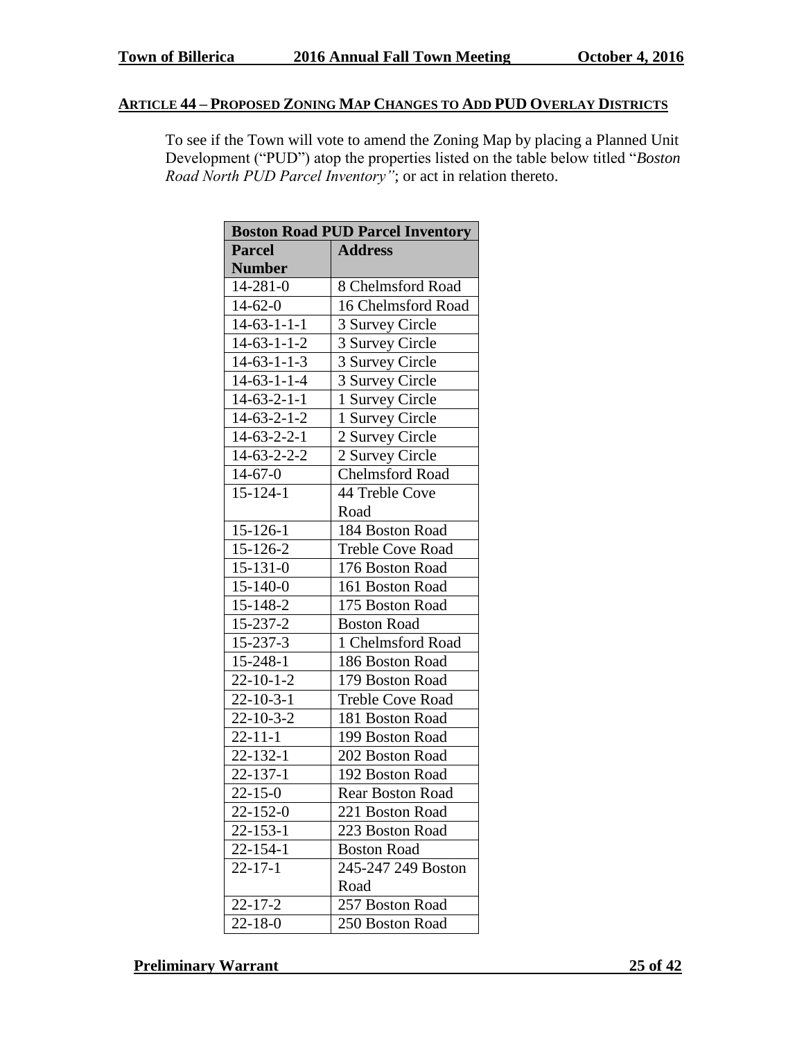## ARTICLE 44 – PROPOSED ZONING MAP CHANGES TO ADD PUD OVERLAY DISTRICTS

To see if the Town will vote to amend the Zoning Map by placing a Planned Unit Development ("PUD") atop the properties listed on the table below titled "*Boston Road North PUD Parcel Inventory"*; or act in relation thereto.

| Boston Road PUD Parcel Inventory | |
|---|---|
| **Parcel Number** | **Address** |
| 14-281-0 | 8 Chelmsford Road |
| 14-62-0 | 16 Chelmsford Road |
| 14-63-1-1-1 | 3 Survey Circle |
| 14-63-1-1-2 | 3 Survey Circle |
| 14-63-1-1-3 | 3 Survey Circle |
| 14-63-1-1-4 | 3 Survey Circle |
| 14-63-2-1-1 | 1 Survey Circle |
| 14-63-2-1-2 | 1 Survey Circle |
| 14-63-2-2-1 | 2 Survey Circle |
| 14-63-2-2-2 | 2 Survey Circle |
| 14-67-0 | Chelmsford Road |
| 15-124-1 | 44 Treble Cove Road |
| 15-126-1 | 184 Boston Road |
| 15-126-2 | Treble Cove Road |
| 15-131-0 | 176 Boston Road |
| 15-140-0 | 161 Boston Road |
| 15-148-2 | 175 Boston Road |
| 15-237-2 | Boston Road |
| 15-237-3 | 1 Chelmsford Road |
| 15-248-1 | 186 Boston Road |
| 22-10-1-2 | 179 Boston Road |
| 22-10-3-1 | Treble Cove Road |
| 22-10-3-2 | 181 Boston Road |
| 22-11-1 | 199 Boston Road |
| 22-132-1 | 202 Boston Road |
| 22-137-1 | 192 Boston Road |
| 22-15-0 | Rear Boston Road |
| 22-152-0 | 221 Boston Road |
| 22-153-1 | 223 Boston Road |
| 22-154-1 | Boston Road |
| 22-17-1 | 245-247 249 Boston Road |
| 22-17-2 | 257 Boston Road |
| 22-18-0 | 250 Boston Road |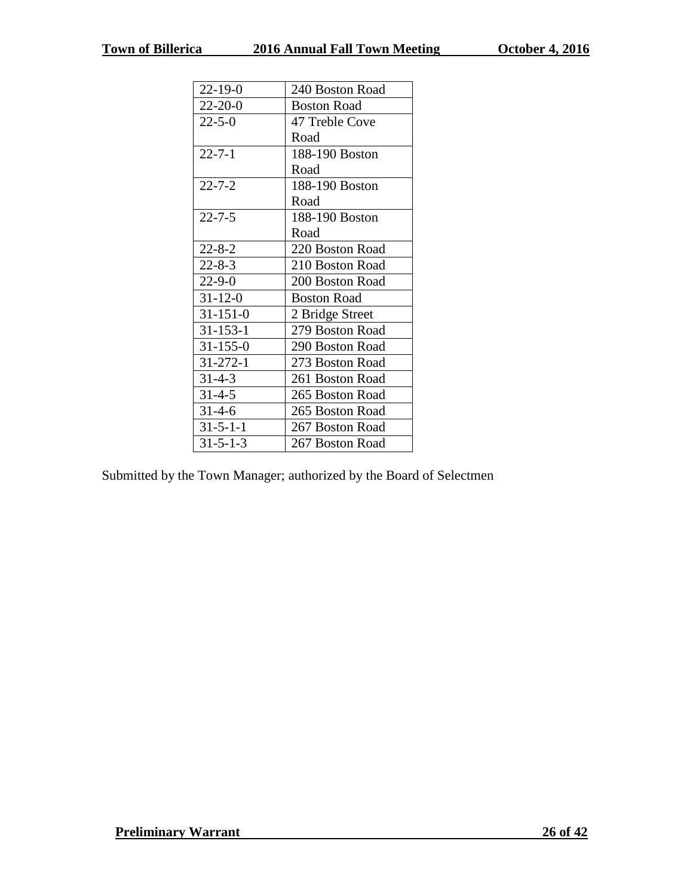| 22-19-0 | 240 Boston Road |
|---|---|
| 22-20-0 | Boston Road |
| 22-5-0 | 47 Treble Cove Road |
| 22-7-1 | 188-190 Boston Road |
| 22-7-2 | 188-190 Boston Road |
| 22-7-5 | 188-190 Boston Road |
| 22-8-2 | 220 Boston Road |
| 22-8-3 | 210 Boston Road |
| 22-9-0 | 200 Boston Road |
| 31-12-0 | Boston Road |
| 31-151-0 | 2 Bridge Street |
| 31-153-1 | 279 Boston Road |
| 31-155-0 | 290 Boston Road |
| 31-272-1 | 273 Boston Road |
| 31-4-3 | 261 Boston Road |
| 31-4-5 | 265 Boston Road |
| 31-4-6 | 265 Boston Road |
| 31-5-1-1 | 267 Boston Road |
| 31-5-1-3 | 267 Boston Road |

Submitted by the Town Manager; authorized by the Board of Selectmen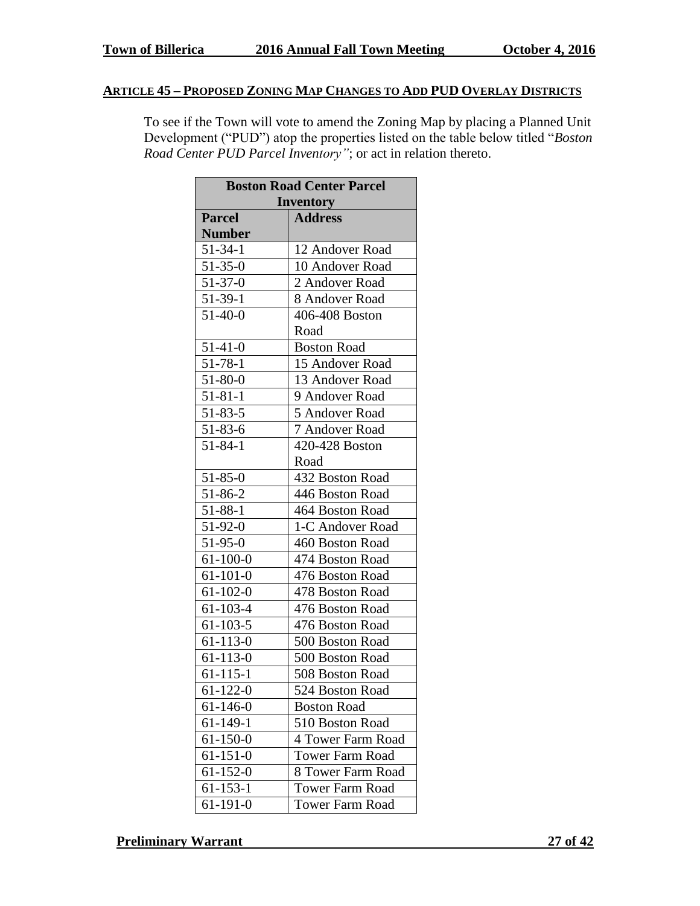## ARTICLE 45 – PROPOSED ZONING MAP CHANGES TO ADD PUD OVERLAY DISTRICTS

To see if the Town will vote to amend the Zoning Map by placing a Planned Unit Development ("PUD") atop the properties listed on the table below titled "*Boston Road Center PUD Parcel Inventory"*; or act in relation thereto.

| Boston Road Center Parcel Inventory | |
|---|---|
| **Parcel Number** | **Address** |
| 51-34-1 | 12 Andover Road |
| 51-35-0 | 10 Andover Road |
| 51-37-0 | 2 Andover Road |
| 51-39-1 | 8 Andover Road |
| 51-40-0 | 406-408 Boston Road |
| 51-41-0 | Boston Road |
| 51-78-1 | 15 Andover Road |
| 51-80-0 | 13 Andover Road |
| 51-81-1 | 9 Andover Road |
| 51-83-5 | 5 Andover Road |
| 51-83-6 | 7 Andover Road |
| 51-84-1 | 420-428 Boston Road |
| 51-85-0 | 432 Boston Road |
| 51-86-2 | 446 Boston Road |
| 51-88-1 | 464 Boston Road |
| 51-92-0 | 1-C Andover Road |
| 51-95-0 | 460 Boston Road |
| 61-100-0 | 474 Boston Road |
| 61-101-0 | 476 Boston Road |
| 61-102-0 | 478 Boston Road |
| 61-103-4 | 476 Boston Road |
| 61-103-5 | 476 Boston Road |
| 61-113-0 | 500 Boston Road |
| 61-113-0 | 500 Boston Road |
| 61-115-1 | 508 Boston Road |
| 61-122-0 | 524 Boston Road |
| 61-146-0 | Boston Road |
| 61-149-1 | 510 Boston Road |
| 61-150-0 | 4 Tower Farm Road |
| 61-151-0 | Tower Farm Road |
| 61-152-0 | 8 Tower Farm Road |
| 61-153-1 | Tower Farm Road |
| 61-191-0 | Tower Farm Road |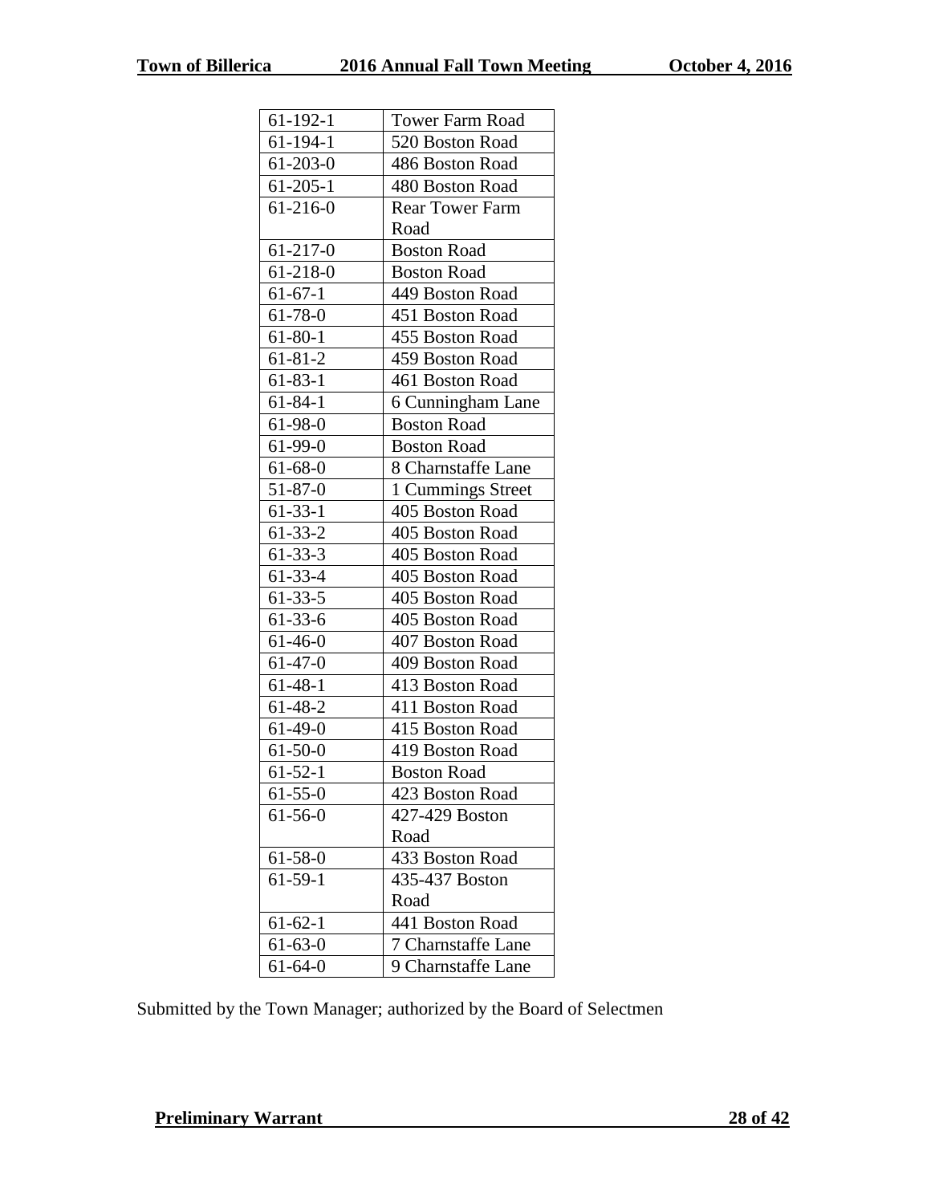| 61-192-1 | Tower Farm Road |
|---|---|
| 61-194-1 | 520 Boston Road |
| 61-203-0 | 486 Boston Road |
| 61-205-1 | 480 Boston Road |
| 61-216-0 | Rear Tower Farm Road |
| 61-217-0 | Boston Road |
| 61-218-0 | Boston Road |
| 61-67-1 | 449 Boston Road |
| 61-78-0 | 451 Boston Road |
| 61-80-1 | 455 Boston Road |
| 61-81-2 | 459 Boston Road |
| 61-83-1 | 461 Boston Road |
| 61-84-1 | 6 Cunningham Lane |
| 61-98-0 | Boston Road |
| 61-99-0 | Boston Road |
| 61-68-0 | 8 Charnstaffe Lane |
| 51-87-0 | 1 Cummings Street |
| 61-33-1 | 405 Boston Road |
| 61-33-2 | 405 Boston Road |
| 61-33-3 | 405 Boston Road |
| 61-33-4 | 405 Boston Road |
| 61-33-5 | 405 Boston Road |
| 61-33-6 | 405 Boston Road |
| 61-46-0 | 407 Boston Road |
| 61-47-0 | 409 Boston Road |
| 61-48-1 | 413 Boston Road |
| 61-48-2 | 411 Boston Road |
| 61-49-0 | 415 Boston Road |
| 61-50-0 | 419 Boston Road |
| 61-52-1 | Boston Road |
| 61-55-0 | 423 Boston Road |
| 61-56-0 | 427-429 Boston Road |
| 61-58-0 | 433 Boston Road |
| 61-59-1 | 435-437 Boston Road |
| 61-62-1 | 441 Boston Road |
| 61-63-0 | 7 Charnstaffe Lane |
| 61-64-0 | 9 Charnstaffe Lane |

Submitted by the Town Manager; authorized by the Board of Selectmen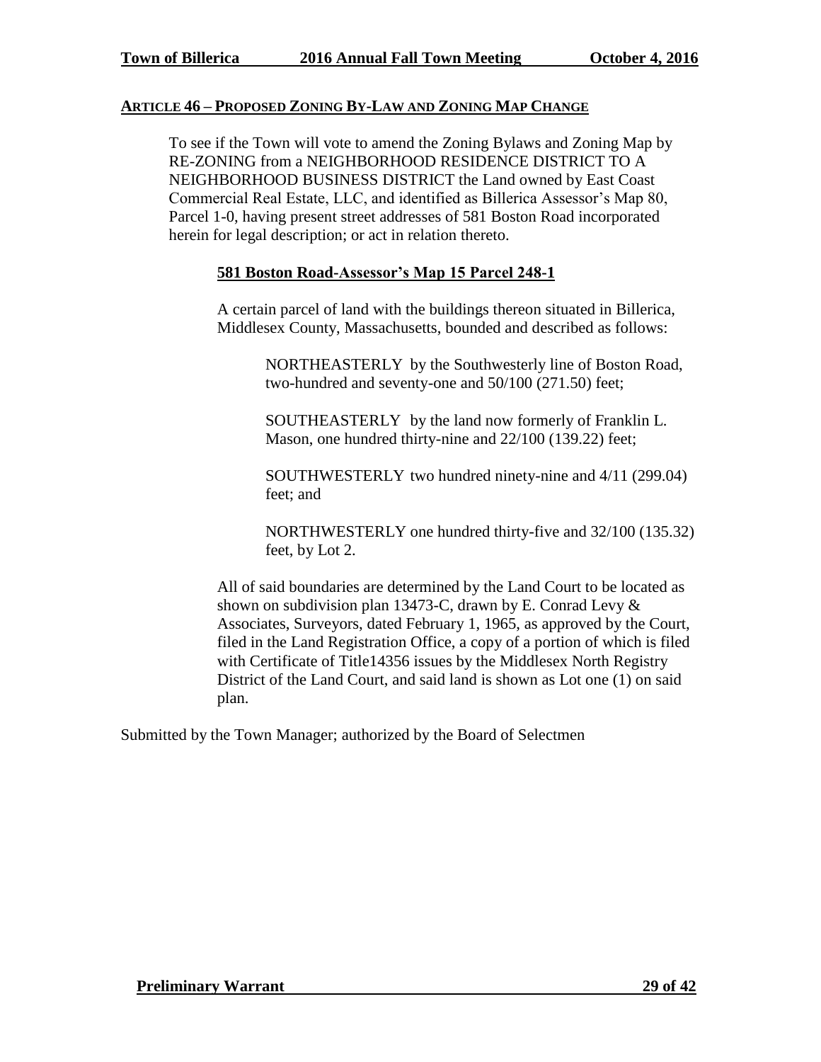## ARTICLE 46 – PROPOSED ZONING BY-LAW AND ZONING MAP CHANGE

To see if the Town will vote to amend the Zoning Bylaws and Zoning Map by RE-ZONING from a NEIGHBORHOOD RESIDENCE DISTRICT TO A NEIGHBORHOOD BUSINESS DISTRICT the Land owned by East Coast Commercial Real Estate, LLC, and identified as Billerica Assessor's Map 80, Parcel 1-0, having present street addresses of 581 Boston Road incorporated herein for legal description; or act in relation thereto.

### 581 Boston Road-Assessor's Map 15 Parcel 248-1

A certain parcel of land with the buildings thereon situated in Billerica, Middlesex County, Massachusetts, bounded and described as follows:

NORTHEASTERLY by the Southwesterly line of Boston Road, two-hundred and seventy-one and 50/100 (271.50) feet;

SOUTHEASTERLY by the land now formerly of Franklin L. Mason, one hundred thirty-nine and 22/100 (139.22) feet;

SOUTHWESTERLY two hundred ninety-nine and 4/11 (299.04) feet; and

NORTHWESTERLY one hundred thirty-five and 32/100 (135.32) feet, by Lot 2.

All of said boundaries are determined by the Land Court to be located as shown on subdivision plan 13473-C, drawn by E. Conrad Levy & Associates, Surveyors, dated February 1, 1965, as approved by the Court, filed in the Land Registration Office, a copy of a portion of which is filed with Certificate of Title14356 issues by the Middlesex North Registry District of the Land Court, and said land is shown as Lot one (1) on said plan.

Submitted by the Town Manager; authorized by the Board of Selectmen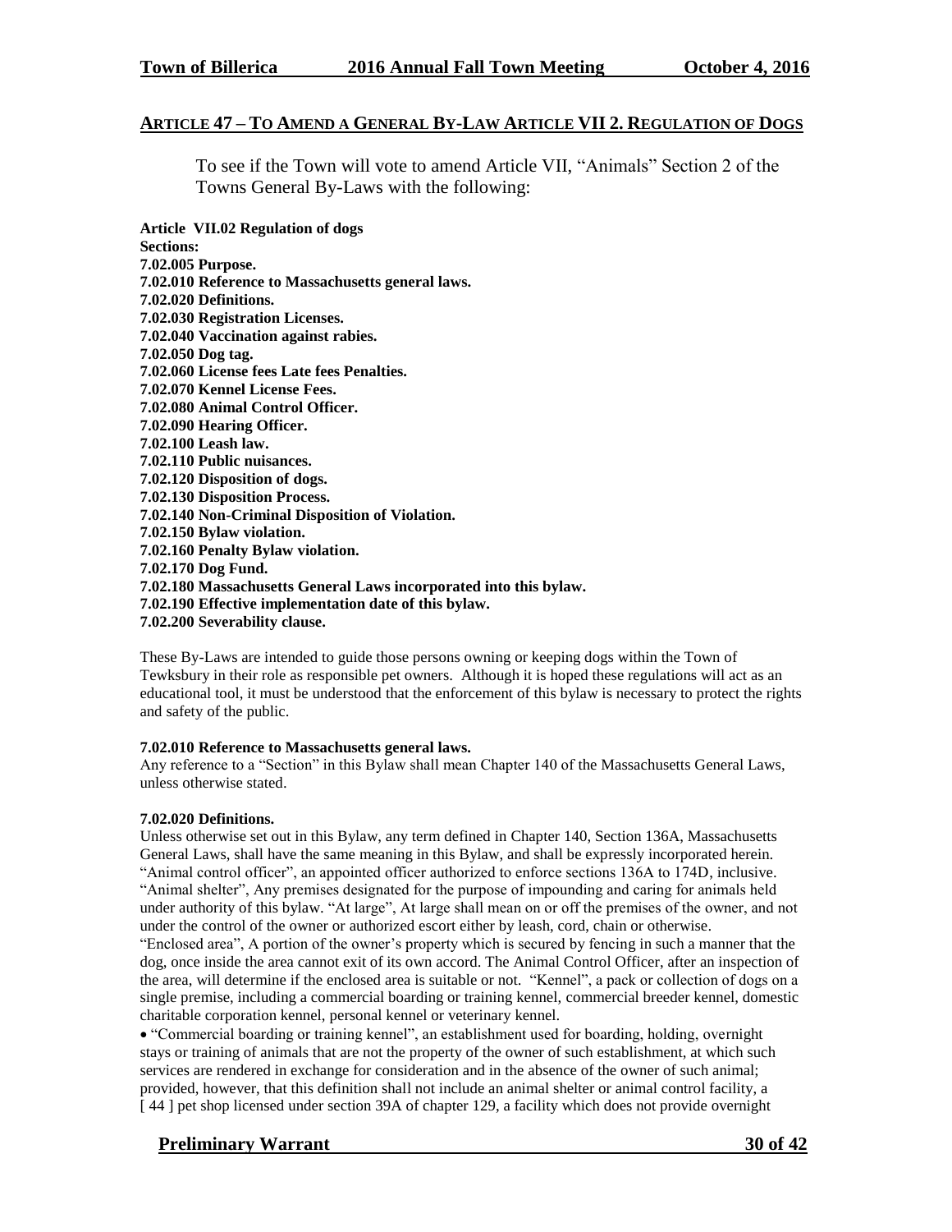## ARTICLE 47 – TO AMEND A GENERAL BY-LAW ARTICLE VII 2. REGULATION OF DOGS

To see if the Town will vote to amend Article VII, "Animals" Section 2 of the Towns General By-Laws with the following:

**Article VII.02 Regulation of dogs**
**Sections:**
**7.02.005 Purpose.**
**7.02.010 Reference to Massachusetts general laws.**
**7.02.020 Definitions.**
**7.02.030 Registration Licenses.**
**7.02.040 Vaccination against rabies.**
**7.02.050 Dog tag.**
**7.02.060 License fees Late fees Penalties.**
**7.02.070 Kennel License Fees.**
**7.02.080 Animal Control Officer.**
**7.02.090 Hearing Officer.**
**7.02.100 Leash law.**
**7.02.110 Public nuisances.**
**7.02.120 Disposition of dogs.**
**7.02.130 Disposition Process.**
**7.02.140 Non-Criminal Disposition of Violation.**
**7.02.150 Bylaw violation.**
**7.02.160 Penalty Bylaw violation.**
**7.02.170 Dog Fund.**
**7.02.180 Massachusetts General Laws incorporated into this bylaw.**
**7.02.190 Effective implementation date of this bylaw.**
**7.02.200 Severability clause.**

These By-Laws are intended to guide those persons owning or keeping dogs within the Town of Tewksbury in their role as responsible pet owners. Although it is hoped these regulations will act as an educational tool, it must be understood that the enforcement of this bylaw is necessary to protect the rights and safety of the public.

**7.02.010 Reference to Massachusetts general laws.**

Any reference to a "Section" in this Bylaw shall mean Chapter 140 of the Massachusetts General Laws, unless otherwise stated.

**7.02.020 Definitions.**

Unless otherwise set out in this Bylaw, any term defined in Chapter 140, Section 136A, Massachusetts General Laws, shall have the same meaning in this Bylaw, and shall be expressly incorporated herein. "Animal control officer", an appointed officer authorized to enforce sections 136A to 174D, inclusive. "Animal shelter", Any premises designated for the purpose of impounding and caring for animals held under authority of this bylaw. "At large", At large shall mean on or off the premises of the owner, and not under the control of the owner or authorized escort either by leash, cord, chain or otherwise. "Enclosed area", A portion of the owner's property which is secured by fencing in such a manner that the dog, once inside the area cannot exit of its own accord. The Animal Control Officer, after an inspection of the area, will determine if the enclosed area is suitable or not. "Kennel", a pack or collection of dogs on a single premise, including a commercial boarding or training kennel, commercial breeder kennel, domestic charitable corporation kennel, personal kennel or veterinary kennel.

- "Commercial boarding or training kennel", an establishment used for boarding, holding, overnight stays or training of animals that are not the property of the owner of such establishment, at which such services are rendered in exchange for consideration and in the absence of the owner of such animal; provided, however, that this definition shall not include an animal shelter or animal control facility, a [ 44 ] pet shop licensed under section 39A of chapter 129, a facility which does not provide overnight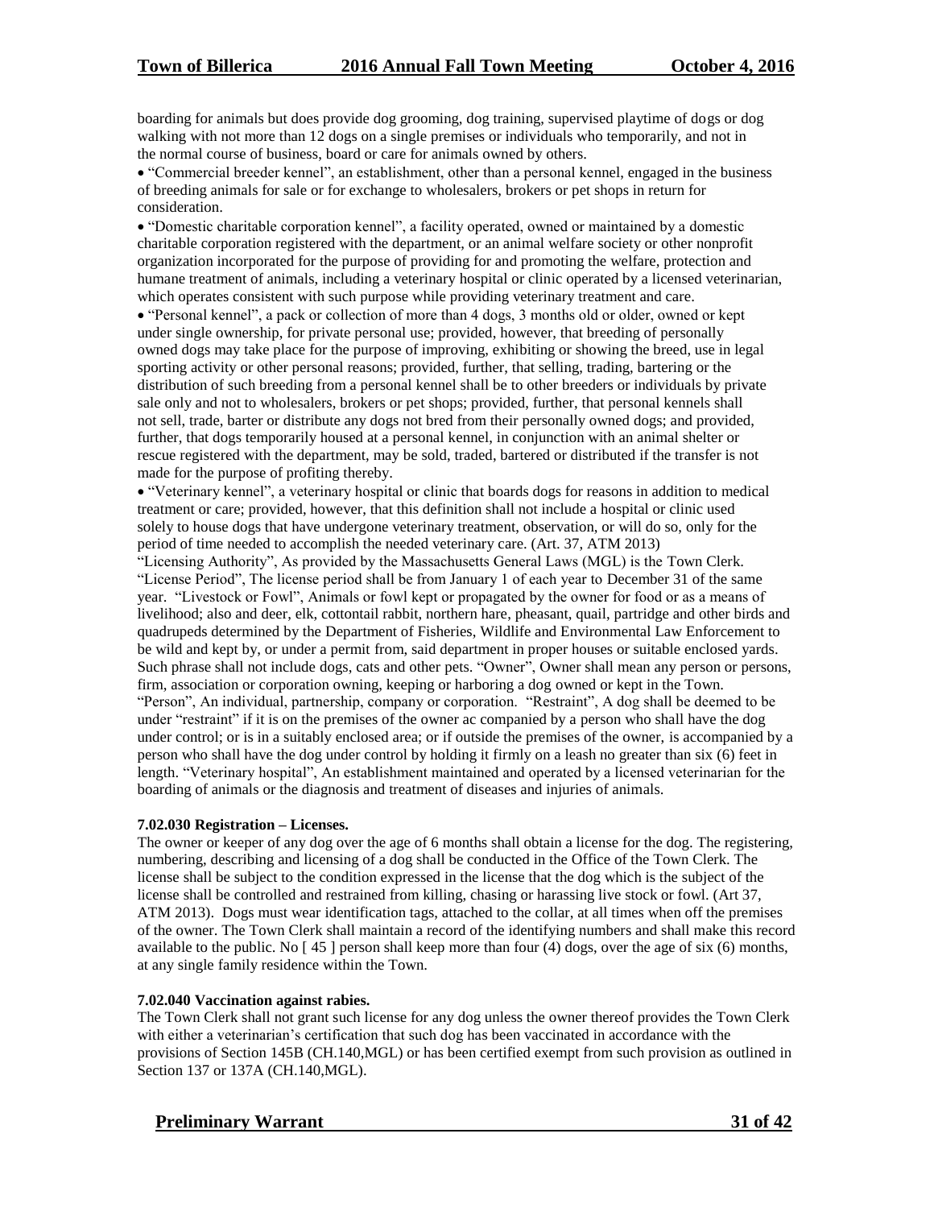boarding for animals but does provide dog grooming, dog training, supervised playtime of dogs or dog walking with not more than 12 dogs on a single premises or individuals who temporarily, and not in the normal course of business, board or care for animals owned by others.

- "Commercial breeder kennel", an establishment, other than a personal kennel, engaged in the business of breeding animals for sale or for exchange to wholesalers, brokers or pet shops in return for consideration.
- "Domestic charitable corporation kennel", a facility operated, owned or maintained by a domestic charitable corporation registered with the department, or an animal welfare society or other nonprofit organization incorporated for the purpose of providing for and promoting the welfare, protection and humane treatment of animals, including a veterinary hospital or clinic operated by a licensed veterinarian, which operates consistent with such purpose while providing veterinary treatment and care.
- "Personal kennel", a pack or collection of more than 4 dogs, 3 months old or older, owned or kept under single ownership, for private personal use; provided, however, that breeding of personally owned dogs may take place for the purpose of improving, exhibiting or showing the breed, use in legal sporting activity or other personal reasons; provided, further, that selling, trading, bartering or the distribution of such breeding from a personal kennel shall be to other breeders or individuals by private sale only and not to wholesalers, brokers or pet shops; provided, further, that personal kennels shall not sell, trade, barter or distribute any dogs not bred from their personally owned dogs; and provided, further, that dogs temporarily housed at a personal kennel, in conjunction with an animal shelter or rescue registered with the department, may be sold, traded, bartered or distributed if the transfer is not made for the purpose of profiting thereby.
- "Veterinary kennel", a veterinary hospital or clinic that boards dogs for reasons in addition to medical treatment or care; provided, however, that this definition shall not include a hospital or clinic used solely to house dogs that have undergone veterinary treatment, observation, or will do so, only for the period of time needed to accomplish the needed veterinary care. (Art. 37, ATM 2013)

"Licensing Authority", As provided by the Massachusetts General Laws (MGL) is the Town Clerk. "License Period", The license period shall be from January 1 of each year to December 31 of the same year. "Livestock or Fowl", Animals or fowl kept or propagated by the owner for food or as a means of livelihood; also and deer, elk, cottontail rabbit, northern hare, pheasant, quail, partridge and other birds and quadrupeds determined by the Department of Fisheries, Wildlife and Environmental Law Enforcement to be wild and kept by, or under a permit from, said department in proper houses or suitable enclosed yards. Such phrase shall not include dogs, cats and other pets. "Owner", Owner shall mean any person or persons, firm, association or corporation owning, keeping or harboring a dog owned or kept in the Town. "Person", An individual, partnership, company or corporation. "Restraint", A dog shall be deemed to be under "restraint" if it is on the premises of the owner ac companied by a person who shall have the dog under control; or is in a suitably enclosed area; or if outside the premises of the owner, is accompanied by a person who shall have the dog under control by holding it firmly on a leash no greater than six (6) feet in length. "Veterinary hospital", An establishment maintained and operated by a licensed veterinarian for the boarding of animals or the diagnosis and treatment of diseases and injuries of animals.

**7.02.030 Registration – Licenses.**

The owner or keeper of any dog over the age of 6 months shall obtain a license for the dog. The registering, numbering, describing and licensing of a dog shall be conducted in the Office of the Town Clerk. The license shall be subject to the condition expressed in the license that the dog which is the subject of the license shall be controlled and restrained from killing, chasing or harassing live stock or fowl. (Art 37, ATM 2013). Dogs must wear identification tags, attached to the collar, at all times when off the premises of the owner. The Town Clerk shall maintain a record of the identifying numbers and shall make this record available to the public. No [ 45 ] person shall keep more than four (4) dogs, over the age of six (6) months, at any single family residence within the Town.

**7.02.040 Vaccination against rabies.**

The Town Clerk shall not grant such license for any dog unless the owner thereof provides the Town Clerk with either a veterinarian's certification that such dog has been vaccinated in accordance with the provisions of Section 145B (CH.140,MGL) or has been certified exempt from such provision as outlined in Section 137 or 137A (CH.140,MGL).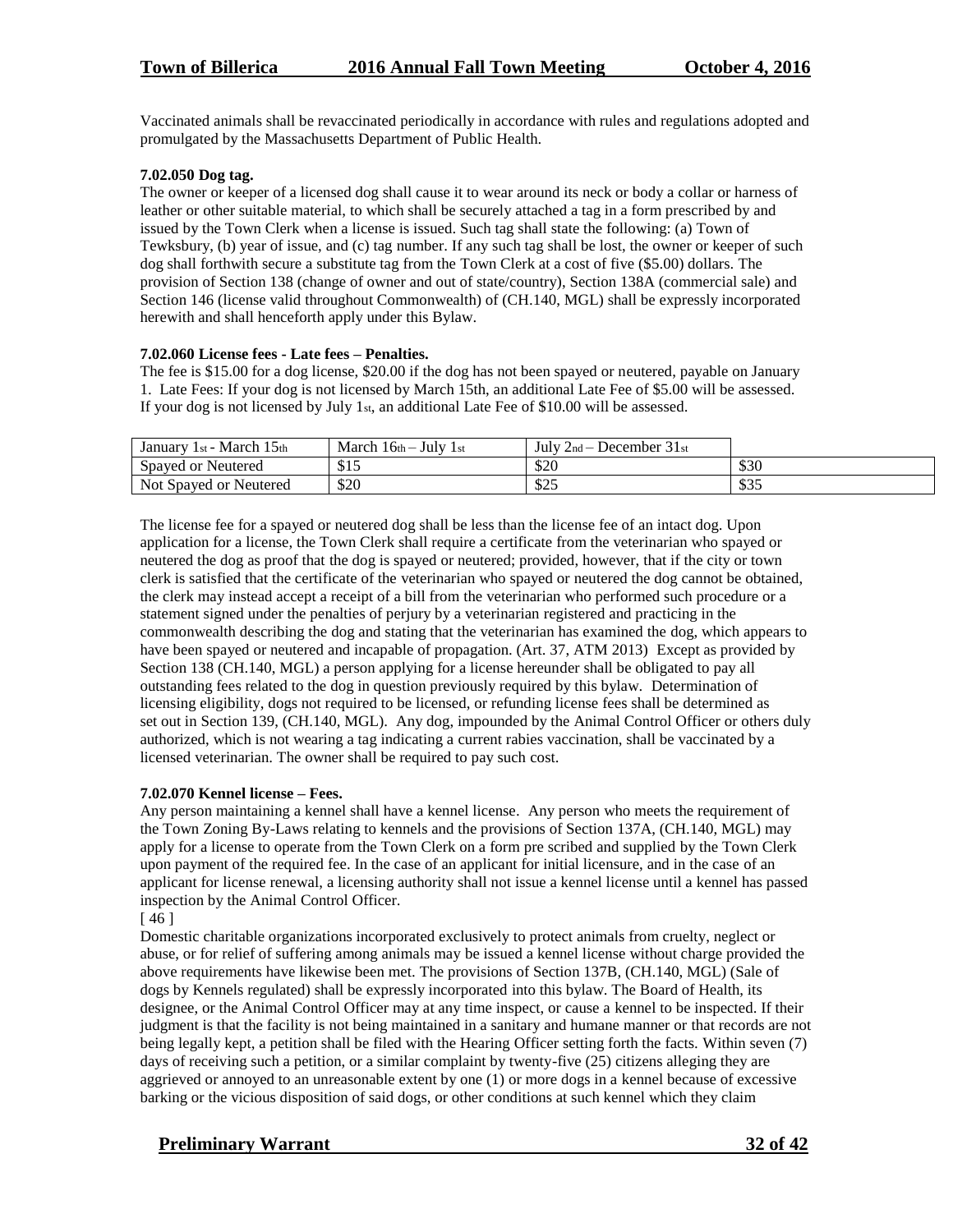Vaccinated animals shall be revaccinated periodically in accordance with rules and regulations adopted and promulgated by the Massachusetts Department of Public Health.

**7.02.050 Dog tag.**

The owner or keeper of a licensed dog shall cause it to wear around its neck or body a collar or harness of leather or other suitable material, to which shall be securely attached a tag in a form prescribed by and issued by the Town Clerk when a license is issued. Such tag shall state the following: (a) Town of Tewksbury, (b) year of issue, and (c) tag number. If any such tag shall be lost, the owner or keeper of such dog shall forthwith secure a substitute tag from the Town Clerk at a cost of five ($5.00) dollars. The provision of Section 138 (change of owner and out of state/country), Section 138A (commercial sale) and Section 146 (license valid throughout Commonwealth) of (CH.140, MGL) shall be expressly incorporated herewith and shall henceforth apply under this Bylaw.

**7.02.060 License fees - Late fees – Penalties.**

The fee is $15.00 for a dog license, $20.00 if the dog has not been spayed or neutered, payable on January 1. Late Fees: If your dog is not licensed by March 15th, an additional Late Fee of $5.00 will be assessed. If your dog is not licensed by July 1st, an additional Late Fee of $10.00 will be assessed.

| January 1st - March 15th | March 16th – July 1st | July 2nd – December 31st | |
|---|---|---|---|
| Spayed or Neutered | $15 | $20 | $30 |
| Not Spayed or Neutered | $20 | $25 | $35 |

The license fee for a spayed or neutered dog shall be less than the license fee of an intact dog. Upon application for a license, the Town Clerk shall require a certificate from the veterinarian who spayed or neutered the dog as proof that the dog is spayed or neutered; provided, however, that if the city or town clerk is satisfied that the certificate of the veterinarian who spayed or neutered the dog cannot be obtained, the clerk may instead accept a receipt of a bill from the veterinarian who performed such procedure or a statement signed under the penalties of perjury by a veterinarian registered and practicing in the commonwealth describing the dog and stating that the veterinarian has examined the dog, which appears to have been spayed or neutered and incapable of propagation. (Art. 37, ATM 2013) Except as provided by Section 138 (CH.140, MGL) a person applying for a license hereunder shall be obligated to pay all outstanding fees related to the dog in question previously required by this bylaw. Determination of licensing eligibility, dogs not required to be licensed, or refunding license fees shall be determined as set out in Section 139, (CH.140, MGL). Any dog, impounded by the Animal Control Officer or others duly authorized, which is not wearing a tag indicating a current rabies vaccination, shall be vaccinated by a licensed veterinarian. The owner shall be required to pay such cost.

**7.02.070 Kennel license – Fees.**

Any person maintaining a kennel shall have a kennel license. Any person who meets the requirement of the Town Zoning By-Laws relating to kennels and the provisions of Section 137A, (CH.140, MGL) may apply for a license to operate from the Town Clerk on a form pre scribed and supplied by the Town Clerk upon payment of the required fee. In the case of an applicant for initial licensure, and in the case of an applicant for license renewal, a licensing authority shall not issue a kennel license until a kennel has passed inspection by the Animal Control Officer.

[ 46 ]

Domestic charitable organizations incorporated exclusively to protect animals from cruelty, neglect or abuse, or for relief of suffering among animals may be issued a kennel license without charge provided the above requirements have likewise been met. The provisions of Section 137B, (CH.140, MGL) (Sale of dogs by Kennels regulated) shall be expressly incorporated into this bylaw. The Board of Health, its designee, or the Animal Control Officer may at any time inspect, or cause a kennel to be inspected. If their judgment is that the facility is not being maintained in a sanitary and humane manner or that records are not being legally kept, a petition shall be filed with the Hearing Officer setting forth the facts. Within seven (7) days of receiving such a petition, or a similar complaint by twenty-five (25) citizens alleging they are aggrieved or annoyed to an unreasonable extent by one (1) or more dogs in a kennel because of excessive barking or the vicious disposition of said dogs, or other conditions at such kennel which they claim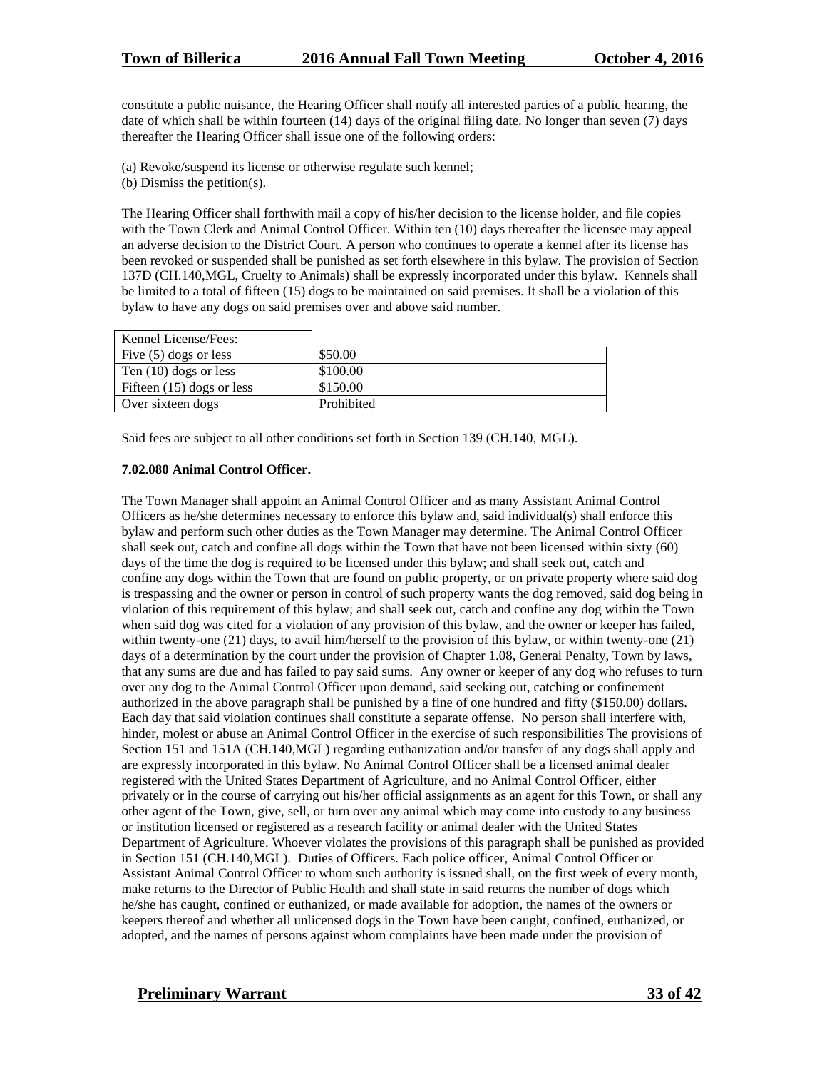constitute a public nuisance, the Hearing Officer shall notify all interested parties of a public hearing, the date of which shall be within fourteen (14) days of the original filing date. No longer than seven (7) days thereafter the Hearing Officer shall issue one of the following orders:

(a) Revoke/suspend its license or otherwise regulate such kennel;
(b) Dismiss the petition(s).

The Hearing Officer shall forthwith mail a copy of his/her decision to the license holder, and file copies with the Town Clerk and Animal Control Officer. Within ten (10) days thereafter the licensee may appeal an adverse decision to the District Court. A person who continues to operate a kennel after its license has been revoked or suspended shall be punished as set forth elsewhere in this bylaw. The provision of Section 137D (CH.140,MGL, Cruelty to Animals) shall be expressly incorporated under this bylaw. Kennels shall be limited to a total of fifteen (15) dogs to be maintained on said premises. It shall be a violation of this bylaw to have any dogs on said premises over and above said number.

| Kennel License/Fees: | |
|---|---|
| Five (5) dogs or less | $50.00 |
| Ten (10) dogs or less | $100.00 |
| Fifteen (15) dogs or less | $150.00 |
| Over sixteen dogs | Prohibited |

Said fees are subject to all other conditions set forth in Section 139 (CH.140, MGL).

**7.02.080 Animal Control Officer.**

The Town Manager shall appoint an Animal Control Officer and as many Assistant Animal Control Officers as he/she determines necessary to enforce this bylaw and, said individual(s) shall enforce this bylaw and perform such other duties as the Town Manager may determine. The Animal Control Officer shall seek out, catch and confine all dogs within the Town that have not been licensed within sixty (60) days of the time the dog is required to be licensed under this bylaw; and shall seek out, catch and confine any dogs within the Town that are found on public property, or on private property where said dog is trespassing and the owner or person in control of such property wants the dog removed, said dog being in violation of this requirement of this bylaw; and shall seek out, catch and confine any dog within the Town when said dog was cited for a violation of any provision of this bylaw, and the owner or keeper has failed, within twenty-one (21) days, to avail him/herself to the provision of this bylaw, or within twenty-one (21) days of a determination by the court under the provision of Chapter 1.08, General Penalty, Town by laws, that any sums are due and has failed to pay said sums. Any owner or keeper of any dog who refuses to turn over any dog to the Animal Control Officer upon demand, said seeking out, catching or confinement authorized in the above paragraph shall be punished by a fine of one hundred and fifty ($150.00) dollars. Each day that said violation continues shall constitute a separate offense. No person shall interfere with, hinder, molest or abuse an Animal Control Officer in the exercise of such responsibilities The provisions of Section 151 and 151A (CH.140,MGL) regarding euthanization and/or transfer of any dogs shall apply and are expressly incorporated in this bylaw. No Animal Control Officer shall be a licensed animal dealer registered with the United States Department of Agriculture, and no Animal Control Officer, either privately or in the course of carrying out his/her official assignments as an agent for this Town, or shall any other agent of the Town, give, sell, or turn over any animal which may come into custody to any business or institution licensed or registered as a research facility or animal dealer with the United States Department of Agriculture. Whoever violates the provisions of this paragraph shall be punished as provided in Section 151 (CH.140,MGL). Duties of Officers. Each police officer, Animal Control Officer or Assistant Animal Control Officer to whom such authority is issued shall, on the first week of every month, make returns to the Director of Public Health and shall state in said returns the number of dogs which he/she has caught, confined or euthanized, or made available for adoption, the names of the owners or keepers thereof and whether all unlicensed dogs in the Town have been caught, confined, euthanized, or adopted, and the names of persons against whom complaints have been made under the provision of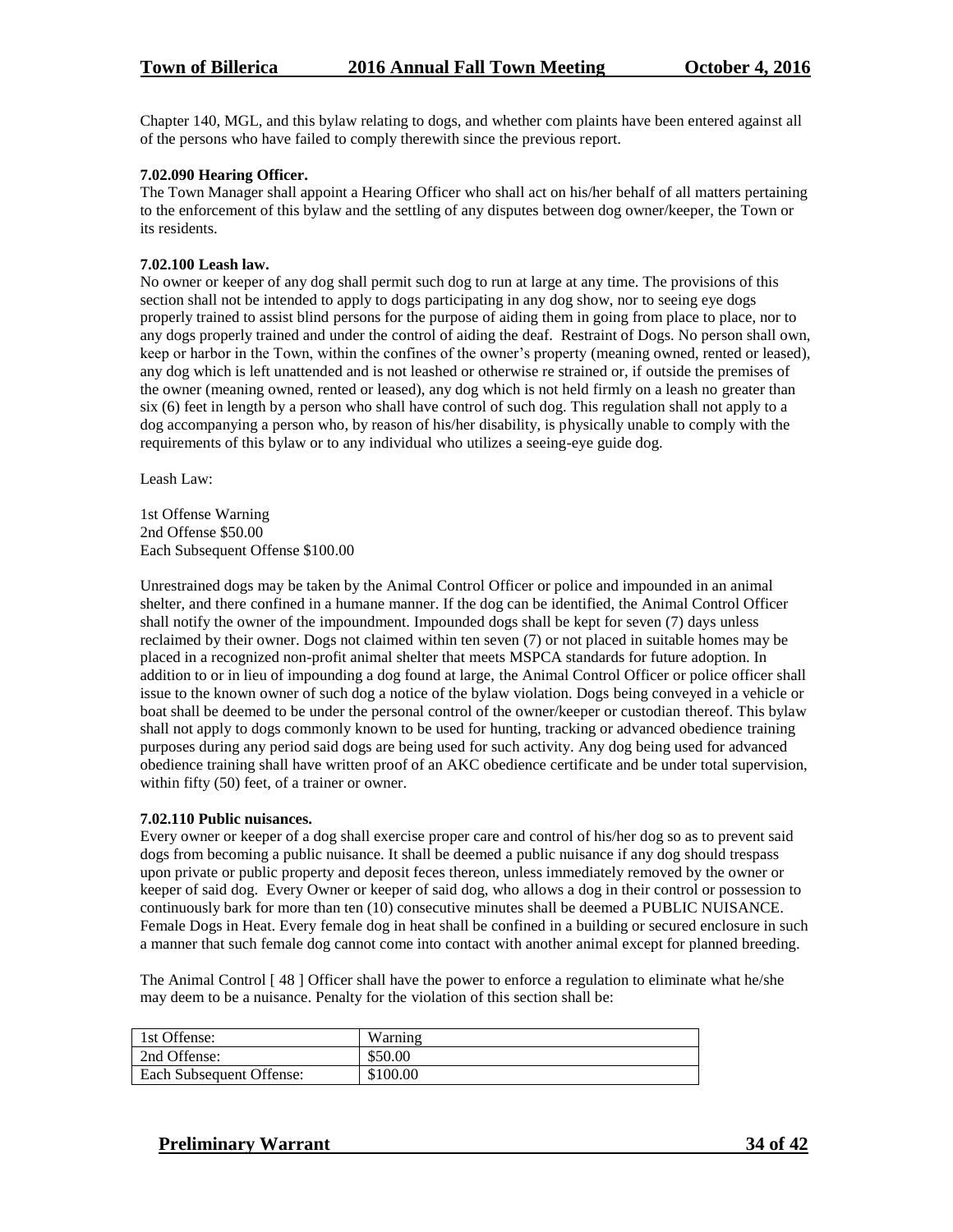Chapter 140, MGL, and this bylaw relating to dogs, and whether com plaints have been entered against all of the persons who have failed to comply therewith since the previous report.

**7.02.090 Hearing Officer.**

The Town Manager shall appoint a Hearing Officer who shall act on his/her behalf of all matters pertaining to the enforcement of this bylaw and the settling of any disputes between dog owner/keeper, the Town or its residents.

**7.02.100 Leash law.**

No owner or keeper of any dog shall permit such dog to run at large at any time. The provisions of this section shall not be intended to apply to dogs participating in any dog show, nor to seeing eye dogs properly trained to assist blind persons for the purpose of aiding them in going from place to place, nor to any dogs properly trained and under the control of aiding the deaf. Restraint of Dogs. No person shall own, keep or harbor in the Town, within the confines of the owner's property (meaning owned, rented or leased), any dog which is left unattended and is not leashed or otherwise re strained or, if outside the premises of the owner (meaning owned, rented or leased), any dog which is not held firmly on a leash no greater than six (6) feet in length by a person who shall have control of such dog. This regulation shall not apply to a dog accompanying a person who, by reason of his/her disability, is physically unable to comply with the requirements of this bylaw or to any individual who utilizes a seeing-eye guide dog.

Leash Law:

1st Offense Warning
2nd Offense $50.00
Each Subsequent Offense $100.00

Unrestrained dogs may be taken by the Animal Control Officer or police and impounded in an animal shelter, and there confined in a humane manner. If the dog can be identified, the Animal Control Officer shall notify the owner of the impoundment. Impounded dogs shall be kept for seven (7) days unless reclaimed by their owner. Dogs not claimed within ten seven (7) or not placed in suitable homes may be placed in a recognized non-profit animal shelter that meets MSPCA standards for future adoption. In addition to or in lieu of impounding a dog found at large, the Animal Control Officer or police officer shall issue to the known owner of such dog a notice of the bylaw violation. Dogs being conveyed in a vehicle or boat shall be deemed to be under the personal control of the owner/keeper or custodian thereof. This bylaw shall not apply to dogs commonly known to be used for hunting, tracking or advanced obedience training purposes during any period said dogs are being used for such activity. Any dog being used for advanced obedience training shall have written proof of an AKC obedience certificate and be under total supervision, within fifty (50) feet, of a trainer or owner.

**7.02.110 Public nuisances.**

Every owner or keeper of a dog shall exercise proper care and control of his/her dog so as to prevent said dogs from becoming a public nuisance. It shall be deemed a public nuisance if any dog should trespass upon private or public property and deposit feces thereon, unless immediately removed by the owner or keeper of said dog. Every Owner or keeper of said dog, who allows a dog in their control or possession to continuously bark for more than ten (10) consecutive minutes shall be deemed a PUBLIC NUISANCE. Female Dogs in Heat. Every female dog in heat shall be confined in a building or secured enclosure in such a manner that such female dog cannot come into contact with another animal except for planned breeding.

The Animal Control [ 48 ] Officer shall have the power to enforce a regulation to eliminate what he/she may deem to be a nuisance. Penalty for the violation of this section shall be:

| 1st Offense: | Warning |
|---|---|
| 2nd Offense: | $50.00 |
| Each Subsequent Offense: | $100.00 |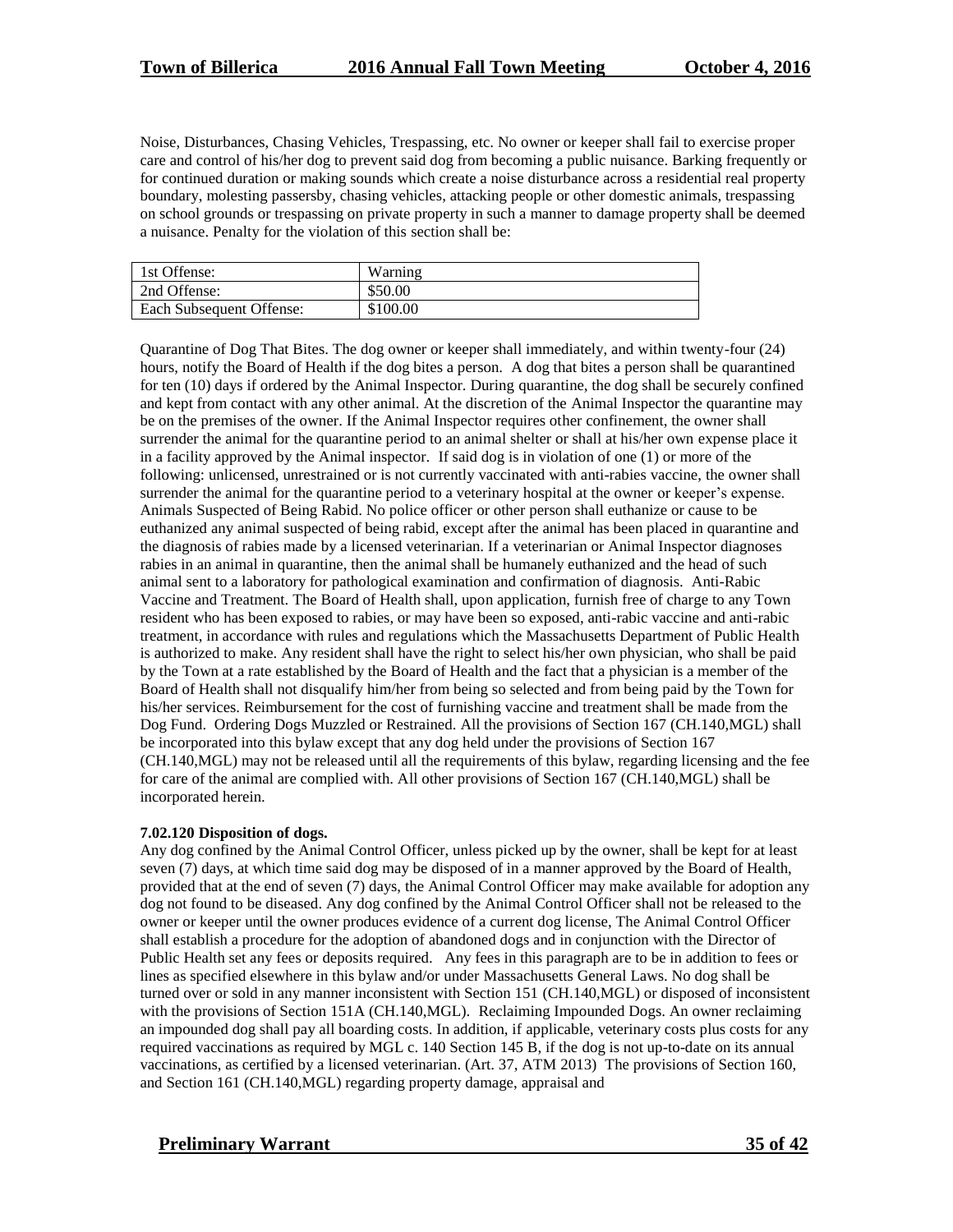Noise, Disturbances, Chasing Vehicles, Trespassing, etc. No owner or keeper shall fail to exercise proper care and control of his/her dog to prevent said dog from becoming a public nuisance. Barking frequently or for continued duration or making sounds which create a noise disturbance across a residential real property boundary, molesting passersby, chasing vehicles, attacking people or other domestic animals, trespassing on school grounds or trespassing on private property in such a manner to damage property shall be deemed a nuisance. Penalty for the violation of this section shall be:

| 1st Offense: | Warning |
|---|---|
| 2nd Offense: | $50.00 |
| Each Subsequent Offense: | $100.00 |

Quarantine of Dog That Bites. The dog owner or keeper shall immediately, and within twenty-four (24) hours, notify the Board of Health if the dog bites a person. A dog that bites a person shall be quarantined for ten (10) days if ordered by the Animal Inspector. During quarantine, the dog shall be securely confined and kept from contact with any other animal. At the discretion of the Animal Inspector the quarantine may be on the premises of the owner. If the Animal Inspector requires other confinement, the owner shall surrender the animal for the quarantine period to an animal shelter or shall at his/her own expense place it in a facility approved by the Animal inspector. If said dog is in violation of one (1) or more of the following: unlicensed, unrestrained or is not currently vaccinated with anti-rabies vaccine, the owner shall surrender the animal for the quarantine period to a veterinary hospital at the owner or keeper's expense. Animals Suspected of Being Rabid. No police officer or other person shall euthanize or cause to be euthanized any animal suspected of being rabid, except after the animal has been placed in quarantine and the diagnosis of rabies made by a licensed veterinarian. If a veterinarian or Animal Inspector diagnoses rabies in an animal in quarantine, then the animal shall be humanely euthanized and the head of such animal sent to a laboratory for pathological examination and confirmation of diagnosis. Anti-Rabic Vaccine and Treatment. The Board of Health shall, upon application, furnish free of charge to any Town resident who has been exposed to rabies, or may have been so exposed, anti-rabic vaccine and anti-rabic treatment, in accordance with rules and regulations which the Massachusetts Department of Public Health is authorized to make. Any resident shall have the right to select his/her own physician, who shall be paid by the Town at a rate established by the Board of Health and the fact that a physician is a member of the Board of Health shall not disqualify him/her from being so selected and from being paid by the Town for his/her services. Reimbursement for the cost of furnishing vaccine and treatment shall be made from the Dog Fund. Ordering Dogs Muzzled or Restrained. All the provisions of Section 167 (CH.140,MGL) shall be incorporated into this bylaw except that any dog held under the provisions of Section 167 (CH.140,MGL) may not be released until all the requirements of this bylaw, regarding licensing and the fee for care of the animal are complied with. All other provisions of Section 167 (CH.140,MGL) shall be incorporated herein.

**7.02.120 Disposition of dogs.**

Any dog confined by the Animal Control Officer, unless picked up by the owner, shall be kept for at least seven (7) days, at which time said dog may be disposed of in a manner approved by the Board of Health, provided that at the end of seven (7) days, the Animal Control Officer may make available for adoption any dog not found to be diseased. Any dog confined by the Animal Control Officer shall not be released to the owner or keeper until the owner produces evidence of a current dog license, The Animal Control Officer shall establish a procedure for the adoption of abandoned dogs and in conjunction with the Director of Public Health set any fees or deposits required. Any fees in this paragraph are to be in addition to fees or lines as specified elsewhere in this bylaw and/or under Massachusetts General Laws. No dog shall be turned over or sold in any manner inconsistent with Section 151 (CH.140,MGL) or disposed of inconsistent with the provisions of Section 151A (CH.140,MGL). Reclaiming Impounded Dogs. An owner reclaiming an impounded dog shall pay all boarding costs. In addition, if applicable, veterinary costs plus costs for any required vaccinations as required by MGL c. 140 Section 145 B, if the dog is not up-to-date on its annual vaccinations, as certified by a licensed veterinarian. (Art. 37, ATM 2013) The provisions of Section 160, and Section 161 (CH.140,MGL) regarding property damage, appraisal and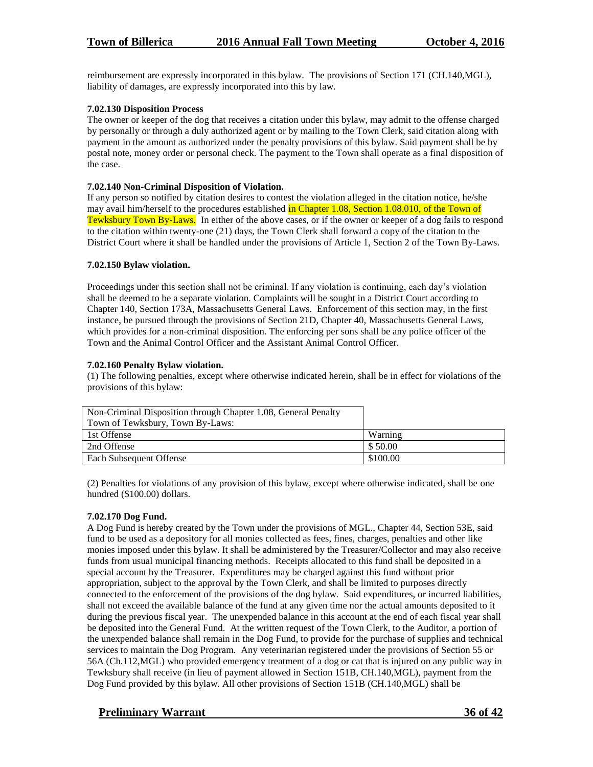reimbursement are expressly incorporated in this bylaw. The provisions of Section 171 (CH.140,MGL), liability of damages, are expressly incorporated into this by law.

**7.02.130 Disposition Process**

The owner or keeper of the dog that receives a citation under this bylaw, may admit to the offense charged by personally or through a duly authorized agent or by mailing to the Town Clerk, said citation along with payment in the amount as authorized under the penalty provisions of this bylaw. Said payment shall be by postal note, money order or personal check. The payment to the Town shall operate as a final disposition of the case.

**7.02.140 Non-Criminal Disposition of Violation.**

If any person so notified by citation desires to contest the violation alleged in the citation notice, he/she may avail him/herself to the procedures established in Chapter 1.08, Section 1.08.010, of the Town of Tewksbury Town By-Laws. In either of the above cases, or if the owner or keeper of a dog fails to respond to the citation within twenty-one (21) days, the Town Clerk shall forward a copy of the citation to the District Court where it shall be handled under the provisions of Article 1, Section 2 of the Town By-Laws.

**7.02.150 Bylaw violation.**

Proceedings under this section shall not be criminal. If any violation is continuing, each day's violation shall be deemed to be a separate violation. Complaints will be sought in a District Court according to Chapter 140, Section 173A, Massachusetts General Laws. Enforcement of this section may, in the first instance, be pursued through the provisions of Section 21D, Chapter 40, Massachusetts General Laws, which provides for a non-criminal disposition. The enforcing per sons shall be any police officer of the Town and the Animal Control Officer and the Assistant Animal Control Officer.

**7.02.160 Penalty Bylaw violation.**

(1) The following penalties, except where otherwise indicated herein, shall be in effect for violations of the provisions of this bylaw:

| Non-Criminal Disposition through Chapter 1.08, General Penalty Town of Tewksbury, Town By-Laws: | |
|---|---|
| 1st Offense | Warning |
| 2nd Offense | $ 50.00 |
| Each Subsequent Offense | $100.00 |

(2) Penalties for violations of any provision of this bylaw, except where otherwise indicated, shall be one hundred ($100.00) dollars.

**7.02.170 Dog Fund.**

A Dog Fund is hereby created by the Town under the provisions of MGL., Chapter 44, Section 53E, said fund to be used as a depository for all monies collected as fees, fines, charges, penalties and other like monies imposed under this bylaw. It shall be administered by the Treasurer/Collector and may also receive funds from usual municipal financing methods. Receipts allocated to this fund shall be deposited in a special account by the Treasurer. Expenditures may be charged against this fund without prior appropriation, subject to the approval by the Town Clerk, and shall be limited to purposes directly connected to the enforcement of the provisions of the dog bylaw. Said expenditures, or incurred liabilities, shall not exceed the available balance of the fund at any given time nor the actual amounts deposited to it during the previous fiscal year. The unexpended balance in this account at the end of each fiscal year shall be deposited into the General Fund. At the written request of the Town Clerk, to the Auditor, a portion of the unexpended balance shall remain in the Dog Fund, to provide for the purchase of supplies and technical services to maintain the Dog Program. Any veterinarian registered under the provisions of Section 55 or 56A (Ch.112,MGL) who provided emergency treatment of a dog or cat that is injured on any public way in Tewksbury shall receive (in lieu of payment allowed in Section 151B, CH.140,MGL), payment from the Dog Fund provided by this bylaw. All other provisions of Section 151B (CH.140,MGL) shall be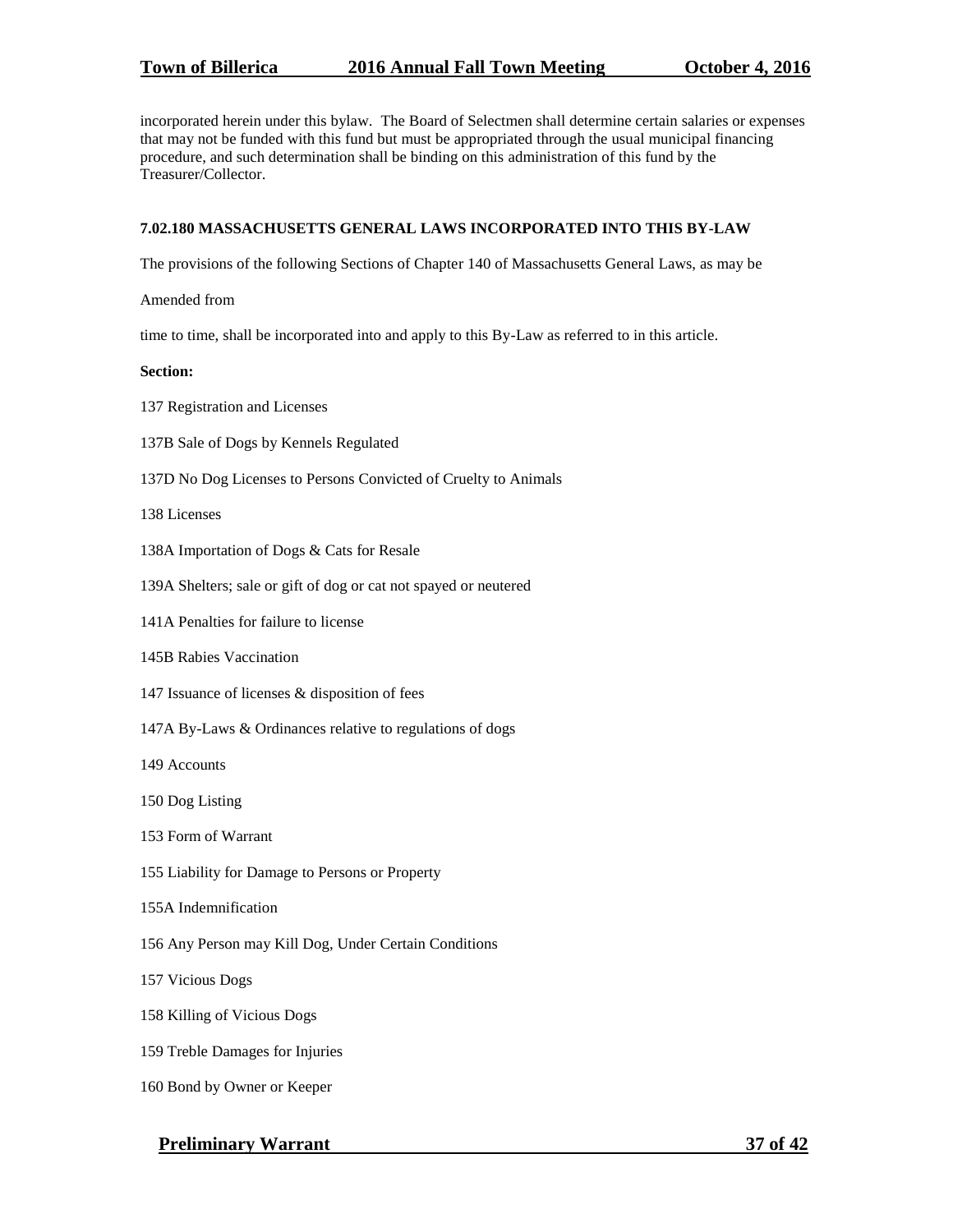incorporated herein under this bylaw. The Board of Selectmen shall determine certain salaries or expenses that may not be funded with this fund but must be appropriated through the usual municipal financing procedure, and such determination shall be binding on this administration of this fund by the Treasurer/Collector.

**7.02.180 MASSACHUSETTS GENERAL LAWS INCORPORATED INTO THIS BY-LAW**

The provisions of the following Sections of Chapter 140 of Massachusetts General Laws, as may be

Amended from

time to time, shall be incorporated into and apply to this By-Law as referred to in this article.

**Section:**

137 Registration and Licenses

137B Sale of Dogs by Kennels Regulated

137D No Dog Licenses to Persons Convicted of Cruelty to Animals

138 Licenses

138A Importation of Dogs & Cats for Resale

139A Shelters; sale or gift of dog or cat not spayed or neutered

141A Penalties for failure to license

145B Rabies Vaccination

147 Issuance of licenses & disposition of fees

147A By-Laws & Ordinances relative to regulations of dogs

149 Accounts

150 Dog Listing

153 Form of Warrant

155 Liability for Damage to Persons or Property

155A Indemnification

156 Any Person may Kill Dog, Under Certain Conditions

157 Vicious Dogs

158 Killing of Vicious Dogs

159 Treble Damages for Injuries

160 Bond by Owner or Keeper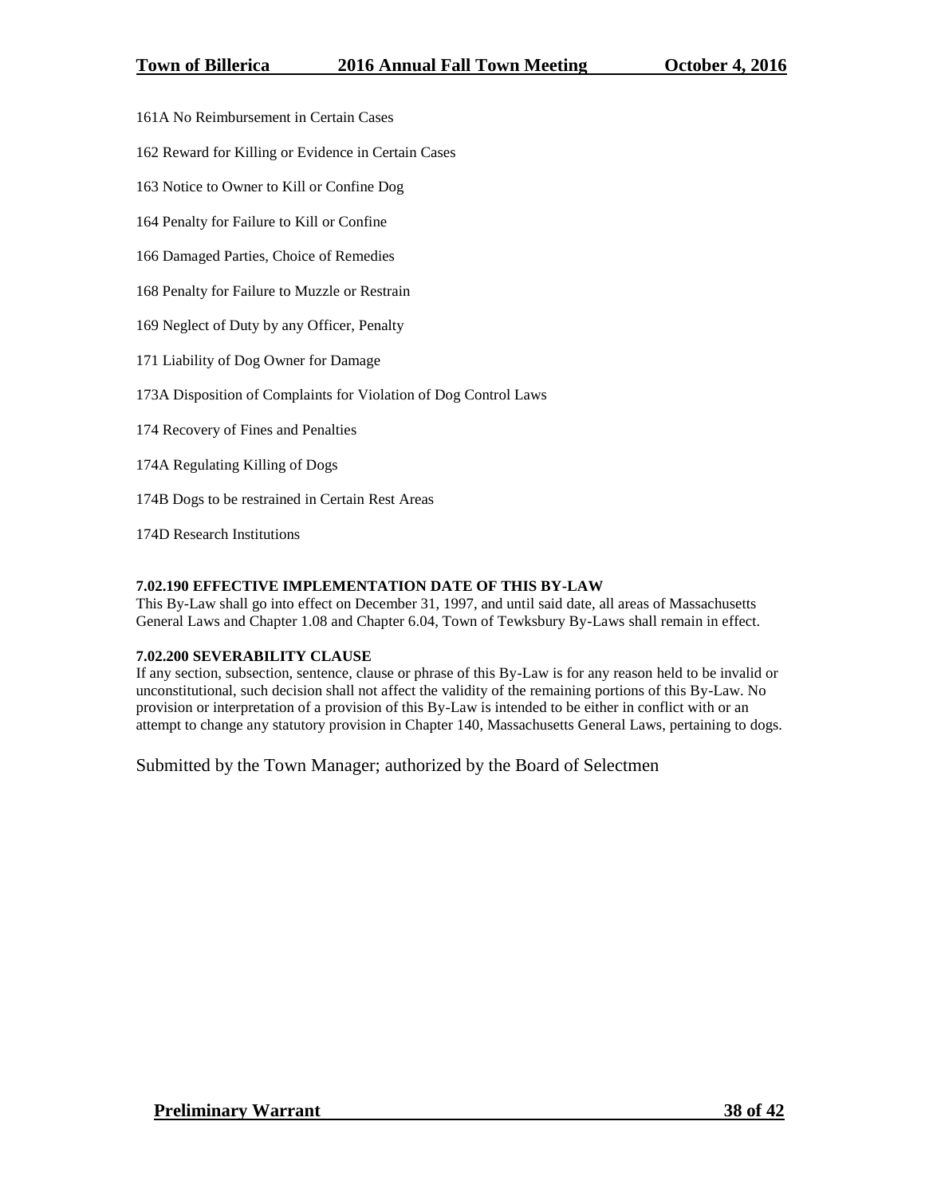161A No Reimbursement in Certain Cases

162 Reward for Killing or Evidence in Certain Cases

163 Notice to Owner to Kill or Confine Dog

164 Penalty for Failure to Kill or Confine

166 Damaged Parties, Choice of Remedies

168 Penalty for Failure to Muzzle or Restrain

169 Neglect of Duty by any Officer, Penalty

171 Liability of Dog Owner for Damage

173A Disposition of Complaints for Violation of Dog Control Laws

174 Recovery of Fines and Penalties

174A Regulating Killing of Dogs

174B Dogs to be restrained in Certain Rest Areas

174D Research Institutions

**7.02.190 EFFECTIVE IMPLEMENTATION DATE OF THIS BY-LAW**

This By-Law shall go into effect on December 31, 1997, and until said date, all areas of Massachusetts General Laws and Chapter 1.08 and Chapter 6.04, Town of Tewksbury By-Laws shall remain in effect.

**7.02.200 SEVERABILITY CLAUSE**

If any section, subsection, sentence, clause or phrase of this By-Law is for any reason held to be invalid or unconstitutional, such decision shall not affect the validity of the remaining portions of this By-Law. No provision or interpretation of a provision of this By-Law is intended to be either in conflict with or an attempt to change any statutory provision in Chapter 140, Massachusetts General Laws, pertaining to dogs.

Submitted by the Town Manager; authorized by the Board of Selectmen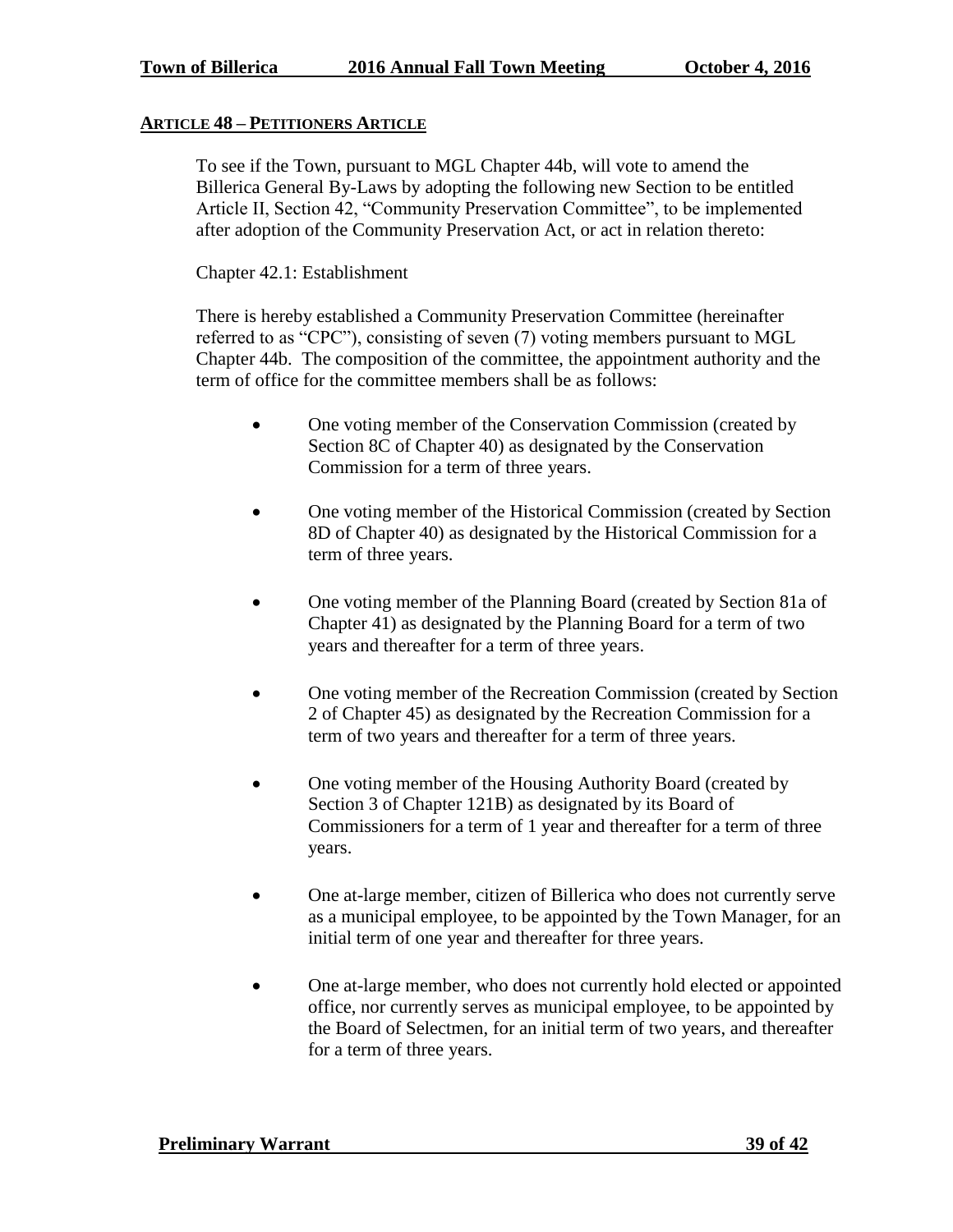## ARTICLE 48 – PETITIONERS ARTICLE

To see if the Town, pursuant to MGL Chapter 44b, will vote to amend the Billerica General By-Laws by adopting the following new Section to be entitled Article II, Section 42, "Community Preservation Committee", to be implemented after adoption of the Community Preservation Act, or act in relation thereto:

Chapter 42.1: Establishment

There is hereby established a Community Preservation Committee (hereinafter referred to as "CPC"), consisting of seven (7) voting members pursuant to MGL Chapter 44b. The composition of the committee, the appointment authority and the term of office for the committee members shall be as follows:

- One voting member of the Conservation Commission (created by Section 8C of Chapter 40) as designated by the Conservation Commission for a term of three years.
- One voting member of the Historical Commission (created by Section 8D of Chapter 40) as designated by the Historical Commission for a term of three years.
- One voting member of the Planning Board (created by Section 81a of Chapter 41) as designated by the Planning Board for a term of two years and thereafter for a term of three years.
- One voting member of the Recreation Commission (created by Section 2 of Chapter 45) as designated by the Recreation Commission for a term of two years and thereafter for a term of three years.
- One voting member of the Housing Authority Board (created by Section 3 of Chapter 121B) as designated by its Board of Commissioners for a term of 1 year and thereafter for a term of three years.
- One at-large member, citizen of Billerica who does not currently serve as a municipal employee, to be appointed by the Town Manager, for an initial term of one year and thereafter for three years.
- One at-large member, who does not currently hold elected or appointed office, nor currently serves as municipal employee, to be appointed by the Board of Selectmen, for an initial term of two years, and thereafter for a term of three years.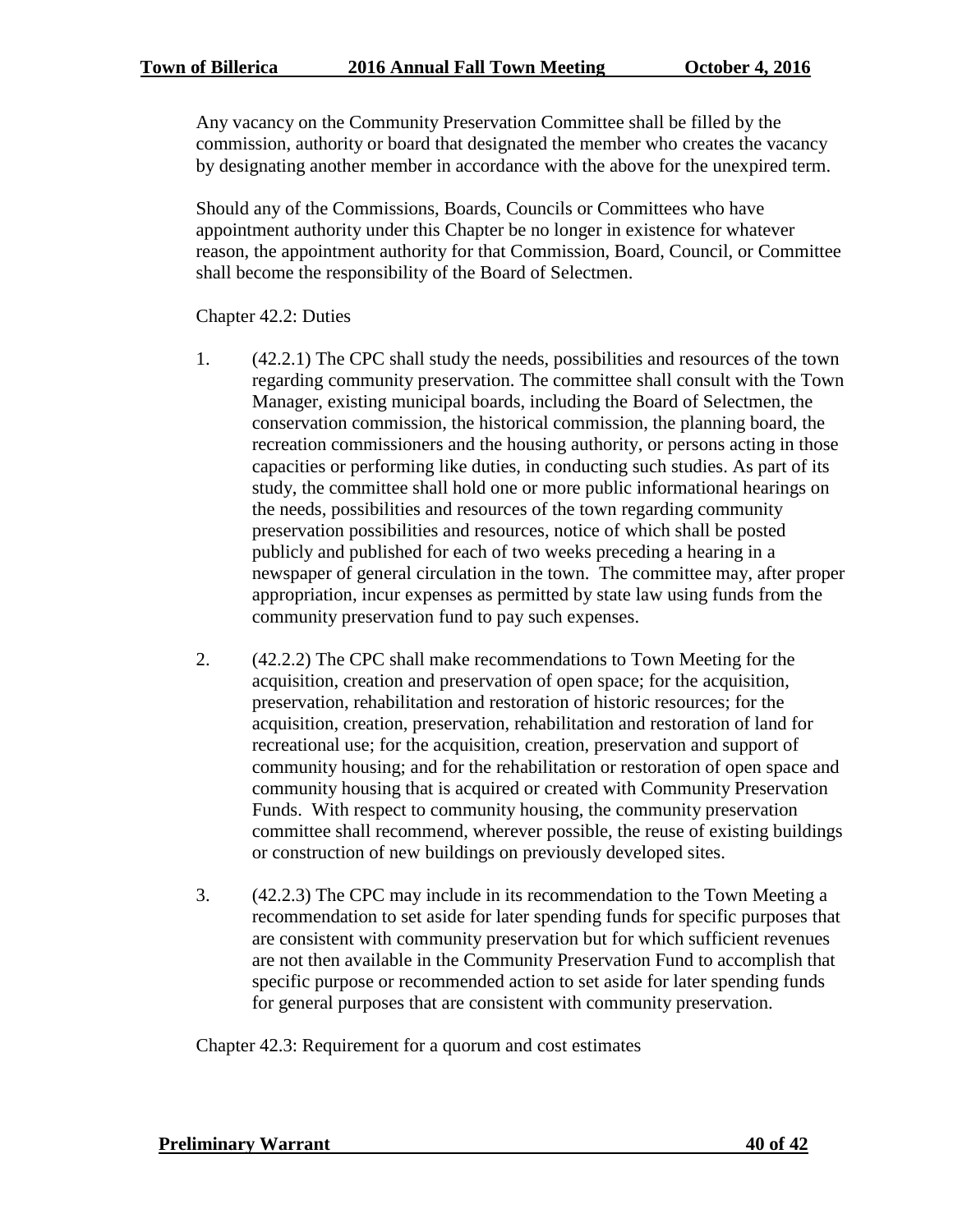Any vacancy on the Community Preservation Committee shall be filled by the commission, authority or board that designated the member who creates the vacancy by designating another member in accordance with the above for the unexpired term.

Should any of the Commissions, Boards, Councils or Committees who have appointment authority under this Chapter be no longer in existence for whatever reason, the appointment authority for that Commission, Board, Council, or Committee shall become the responsibility of the Board of Selectmen.

Chapter 42.2: Duties

1. (42.2.1) The CPC shall study the needs, possibilities and resources of the town regarding community preservation. The committee shall consult with the Town Manager, existing municipal boards, including the Board of Selectmen, the conservation commission, the historical commission, the planning board, the recreation commissioners and the housing authority, or persons acting in those capacities or performing like duties, in conducting such studies. As part of its study, the committee shall hold one or more public informational hearings on the needs, possibilities and resources of the town regarding community preservation possibilities and resources, notice of which shall be posted publicly and published for each of two weeks preceding a hearing in a newspaper of general circulation in the town. The committee may, after proper appropriation, incur expenses as permitted by state law using funds from the community preservation fund to pay such expenses.

2. (42.2.2) The CPC shall make recommendations to Town Meeting for the acquisition, creation and preservation of open space; for the acquisition, preservation, rehabilitation and restoration of historic resources; for the acquisition, creation, preservation, rehabilitation and restoration of land for recreational use; for the acquisition, creation, preservation and support of community housing; and for the rehabilitation or restoration of open space and community housing that is acquired or created with Community Preservation Funds. With respect to community housing, the community preservation committee shall recommend, wherever possible, the reuse of existing buildings or construction of new buildings on previously developed sites.

3. (42.2.3) The CPC may include in its recommendation to the Town Meeting a recommendation to set aside for later spending funds for specific purposes that are consistent with community preservation but for which sufficient revenues are not then available in the Community Preservation Fund to accomplish that specific purpose or recommended action to set aside for later spending funds for general purposes that are consistent with community preservation.

Chapter 42.3: Requirement for a quorum and cost estimates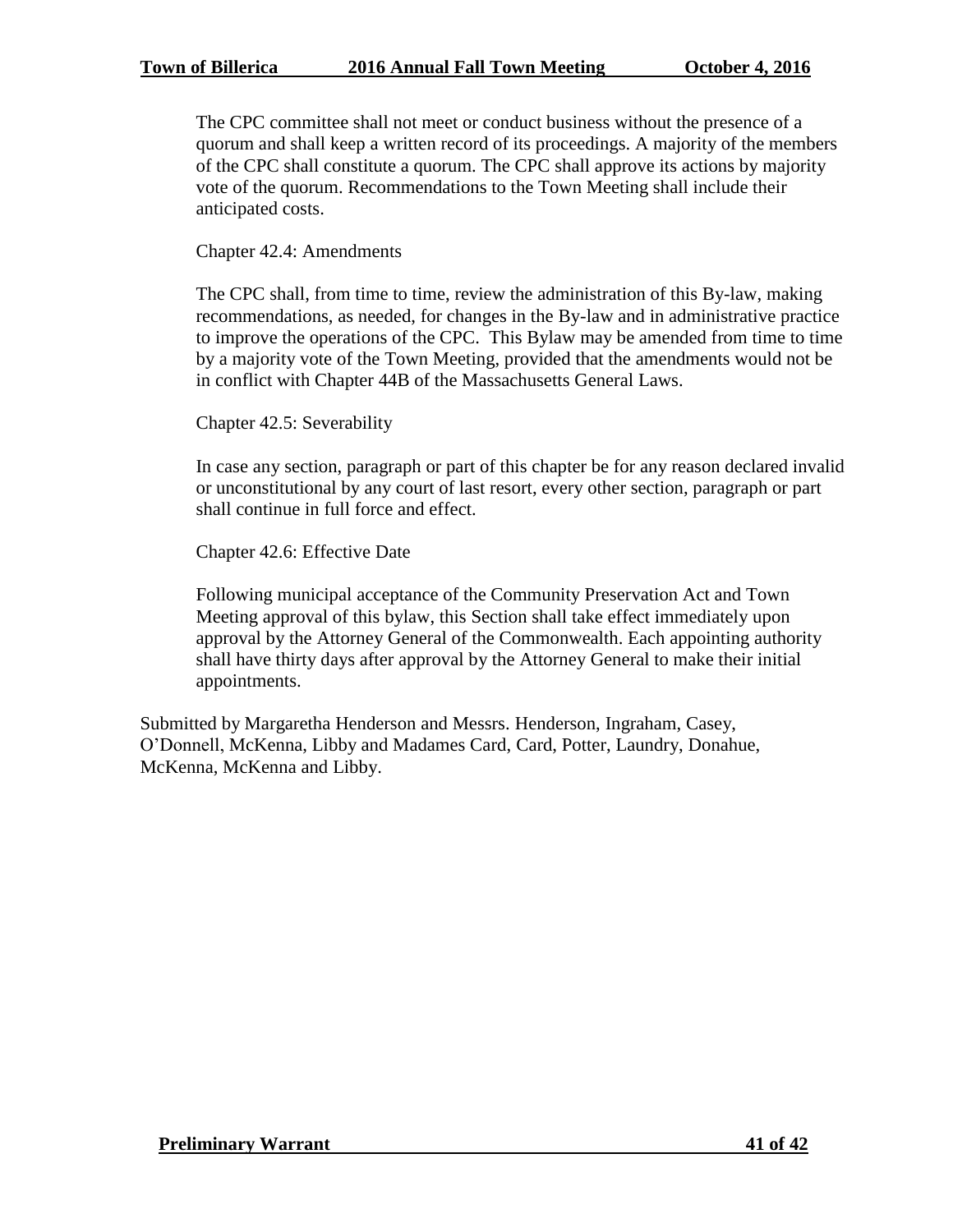The CPC committee shall not meet or conduct business without the presence of a quorum and shall keep a written record of its proceedings. A majority of the members of the CPC shall constitute a quorum. The CPC shall approve its actions by majority vote of the quorum. Recommendations to the Town Meeting shall include their anticipated costs.

Chapter 42.4: Amendments

The CPC shall, from time to time, review the administration of this By-law, making recommendations, as needed, for changes in the By-law and in administrative practice to improve the operations of the CPC. This Bylaw may be amended from time to time by a majority vote of the Town Meeting, provided that the amendments would not be in conflict with Chapter 44B of the Massachusetts General Laws.

Chapter 42.5: Severability

In case any section, paragraph or part of this chapter be for any reason declared invalid or unconstitutional by any court of last resort, every other section, paragraph or part shall continue in full force and effect.

Chapter 42.6: Effective Date

Following municipal acceptance of the Community Preservation Act and Town Meeting approval of this bylaw, this Section shall take effect immediately upon approval by the Attorney General of the Commonwealth. Each appointing authority shall have thirty days after approval by the Attorney General to make their initial appointments.

Submitted by Margaretha Henderson and Messrs. Henderson, Ingraham, Casey, O'Donnell, McKenna, Libby and Madames Card, Card, Potter, Laundry, Donahue, McKenna, McKenna and Libby.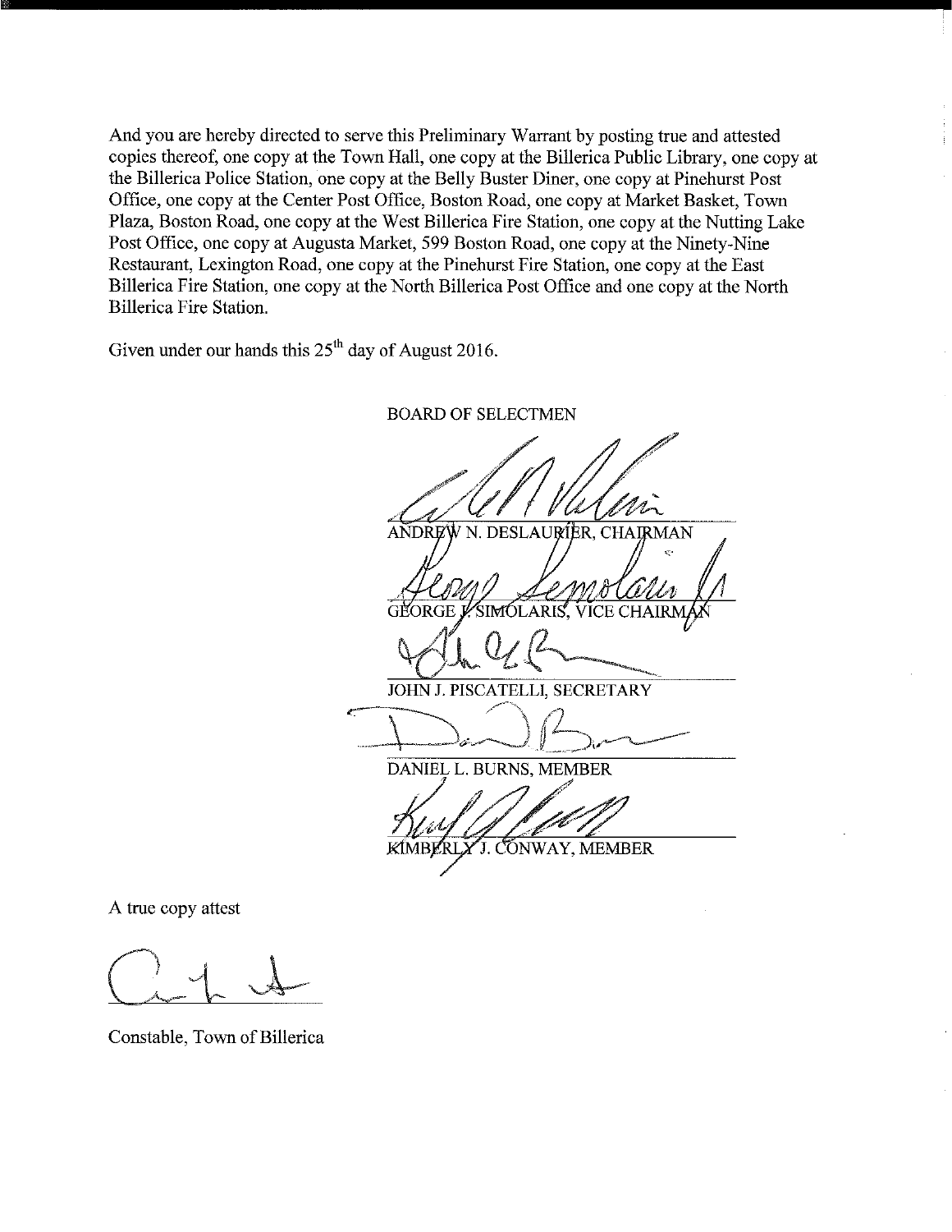And you are hereby directed to serve this Preliminary Warrant by posting true and attested copies thereof, one copy at the Town Hall, one copy at the Billerica Public Library, one copy at the Billerica Police Station, one copy at the Belly Buster Diner, one copy at Pinehurst Post Office, one copy at the Center Post Office, Boston Road, one copy at Market Basket, Town Plaza, Boston Road, one copy at the West Billerica Fire Station, one copy at the Nutting Lake Post Office, one copy at Augusta Market, 599 Boston Road, one copy at the Ninety-Nine Restaurant, Lexington Road, one copy at the Pinehurst Fire Station, one copy at the East Billerica Fire Station, one copy at the North Billerica Post Office and one copy at the North Billerica Fire Station.

Given under our hands this 25th day of August 2016.

BOARD OF SELECTMEN

ANDREW N. DESLAURIER, CHAIRMAN

GEORGE J. SIMOLARIS, VICE CHAIRMAN

JOHN J. PISCATELLI, SECRETARY

DANIEL L. BURNS, MEMBER

KIMBERLY J. CONWAY, MEMBER

A true copy attest

Constable, Town of Billerica